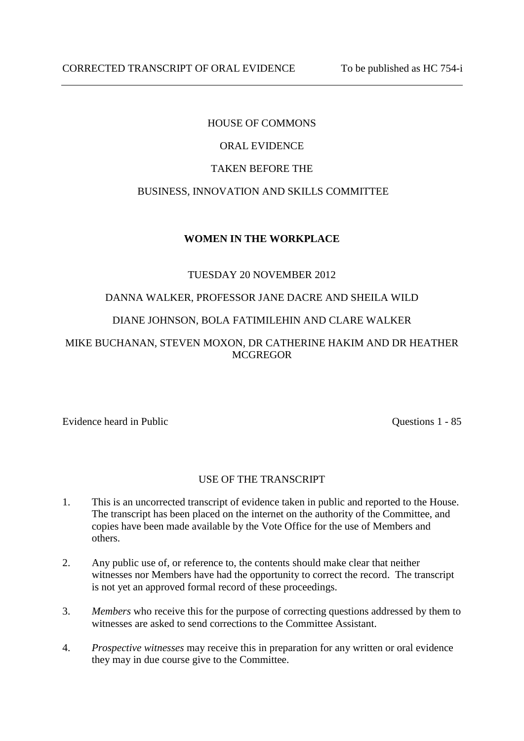CORRECTED TRANSCRIPT OF ORAL EVIDENCE To be published as HC 754-i

---

HOUSE OF COMMONS

ORAL EVIDENCE

TAKEN BEFORE THE

BUSINESS, INNOVATION AND SKILLS COMMITTEE

**WOMEN IN THE WORKPLACE**

TUESDAY 20 NOVEMBER 2012

DANNA WALKER, PROFESSOR JANE DACRE AND SHEILA WILD

DIANE JOHNSON, BOLA FATIMILEHIN AND CLARE WALKER

MIKE BUCHANAN, STEVEN MOXON, DR CATHERINE HAKIM AND DR HEATHER MCGREGOR

Evidence heard in Public Questions 1 - 85

USE OF THE TRANSCRIPT

1. This is an uncorrected transcript of evidence taken in public and reported to the House. The transcript has been placed on the internet on the authority of the Committee, and copies have been made available by the Vote Office for the use of Members and others.

2. Any public use of, or reference to, the contents should make clear that neither witnesses nor Members have had the opportunity to correct the record. The transcript is not yet an approved formal record of these proceedings.

3. *Members* who receive this for the purpose of correcting questions addressed by them to witnesses are asked to send corrections to the Committee Assistant.

4. *Prospective witnesses* may receive this in preparation for any written or oral evidence they may in due course give to the Committee.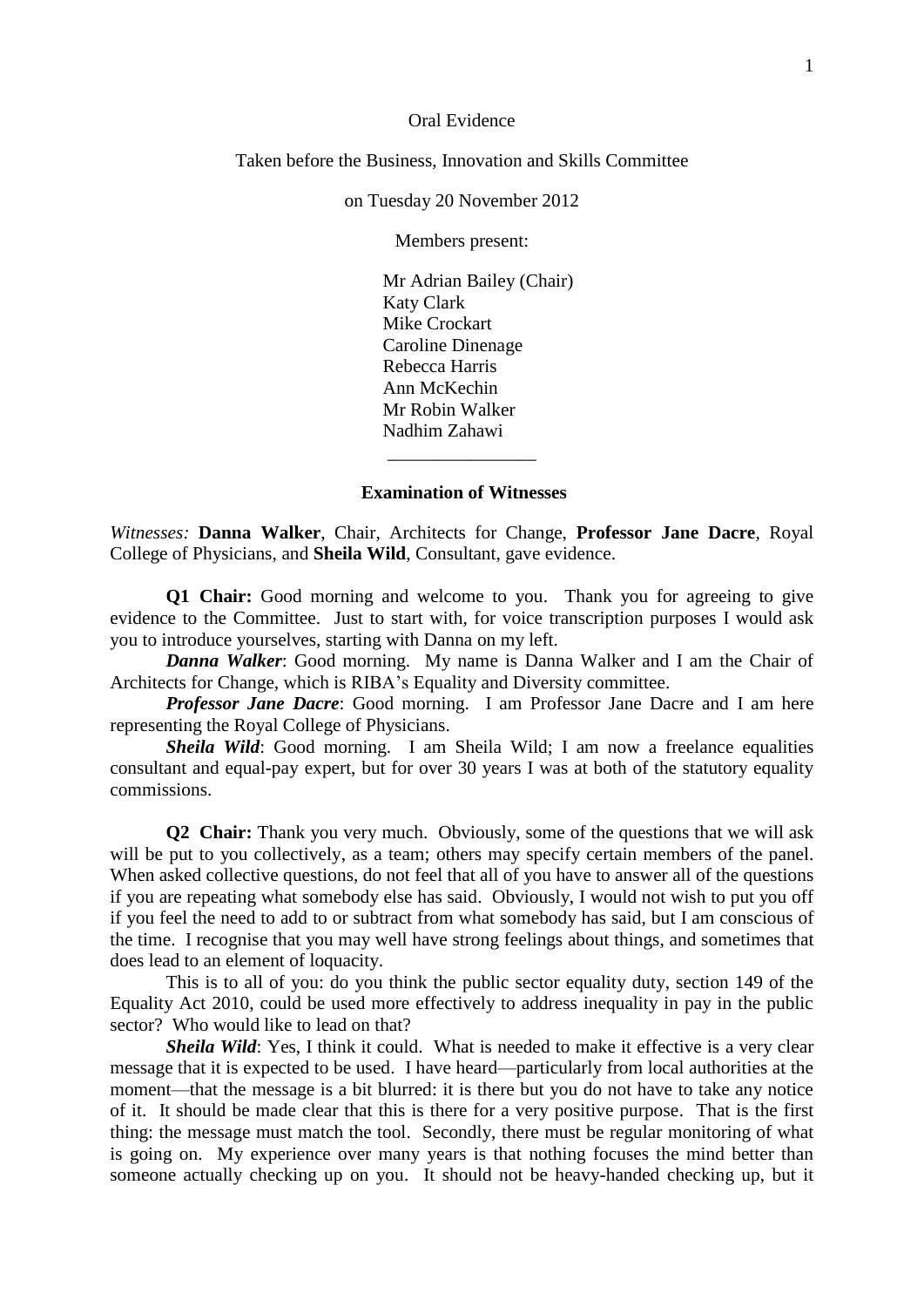Oral Evidence

Taken before the Business, Innovation and Skills Committee

on Tuesday 20 November 2012

Members present:

Mr Adrian Bailey (Chair)
Katy Clark
Mike Crockart
Caroline Dinenage
Rebecca Harris
Ann McKechin
Mr Robin Walker
Nadhim Zahawi

________________

**Examination of Witnesses**

*Witnesses:* **Danna Walker**, Chair, Architects for Change, **Professor Jane Dacre**, Royal College of Physicians, and **Sheila Wild**, Consultant, gave evidence.

**Q1 Chair:** Good morning and welcome to you. Thank you for agreeing to give evidence to the Committee. Just to start with, for voice transcription purposes I would ask you to introduce yourselves, starting with Danna on my left.

***Danna Walker***: Good morning. My name is Danna Walker and I am the Chair of Architects for Change, which is RIBA's Equality and Diversity committee.

***Professor Jane Dacre***: Good morning. I am Professor Jane Dacre and I am here representing the Royal College of Physicians.

***Sheila Wild***: Good morning. I am Sheila Wild; I am now a freelance equalities consultant and equal-pay expert, but for over 30 years I was at both of the statutory equality commissions.

**Q2 Chair:** Thank you very much. Obviously, some of the questions that we will ask will be put to you collectively, as a team; others may specify certain members of the panel. When asked collective questions, do not feel that all of you have to answer all of the questions if you are repeating what somebody else has said. Obviously, I would not wish to put you off if you feel the need to add to or subtract from what somebody has said, but I am conscious of the time. I recognise that you may well have strong feelings about things, and sometimes that does lead to an element of loquacity.

This is to all of you: do you think the public sector equality duty, section 149 of the Equality Act 2010, could be used more effectively to address inequality in pay in the public sector? Who would like to lead on that?

***Sheila Wild***: Yes, I think it could. What is needed to make it effective is a very clear message that it is expected to be used. I have heard—particularly from local authorities at the moment—that the message is a bit blurred: it is there but you do not have to take any notice of it. It should be made clear that this is there for a very positive purpose. That is the first thing: the message must match the tool. Secondly, there must be regular monitoring of what is going on. My experience over many years is that nothing focuses the mind better than someone actually checking up on you. It should not be heavy-handed checking up, but it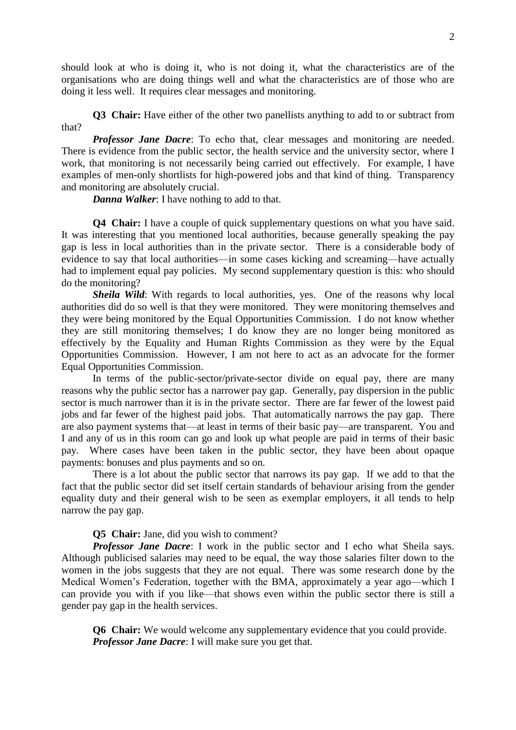should look at who is doing it, who is not doing it, what the characteristics are of the organisations who are doing things well and what the characteristics are of those who are doing it less well. It requires clear messages and monitoring.

**Q3 Chair:** Have either of the other two panellists anything to add to or subtract from that?

***Professor Jane Dacre***: To echo that, clear messages and monitoring are needed. There is evidence from the public sector, the health service and the university sector, where I work, that monitoring is not necessarily being carried out effectively. For example, I have examples of men-only shortlists for high-powered jobs and that kind of thing. Transparency and monitoring are absolutely crucial.

***Danna Walker***: I have nothing to add to that.

**Q4 Chair:** I have a couple of quick supplementary questions on what you have said. It was interesting that you mentioned local authorities, because generally speaking the pay gap is less in local authorities than in the private sector. There is a considerable body of evidence to say that local authorities—in some cases kicking and screaming—have actually had to implement equal pay policies. My second supplementary question is this: who should do the monitoring?

***Sheila Wild***: With regards to local authorities, yes. One of the reasons why local authorities did do so well is that they were monitored. They were monitoring themselves and they were being monitored by the Equal Opportunities Commission. I do not know whether they are still monitoring themselves; I do know they are no longer being monitored as effectively by the Equality and Human Rights Commission as they were by the Equal Opportunities Commission. However, I am not here to act as an advocate for the former Equal Opportunities Commission.

In terms of the public-sector/private-sector divide on equal pay, there are many reasons why the public sector has a narrower pay gap. Generally, pay dispersion in the public sector is much narrower than it is in the private sector. There are far fewer of the lowest paid jobs and far fewer of the highest paid jobs. That automatically narrows the pay gap. There are also payment systems that—at least in terms of their basic pay—are transparent. You and I and any of us in this room can go and look up what people are paid in terms of their basic pay. Where cases have been taken in the public sector, they have been about opaque payments: bonuses and plus payments and so on.

There is a lot about the public sector that narrows its pay gap. If we add to that the fact that the public sector did set itself certain standards of behaviour arising from the gender equality duty and their general wish to be seen as exemplar employers, it all tends to help narrow the pay gap.

**Q5 Chair:** Jane, did you wish to comment?

***Professor Jane Dacre***: I work in the public sector and I echo what Sheila says. Although publicised salaries may need to be equal, the way those salaries filter down to the women in the jobs suggests that they are not equal. There was some research done by the Medical Women's Federation, together with the BMA, approximately a year ago—which I can provide you with if you like—that shows even within the public sector there is still a gender pay gap in the health services.

**Q6 Chair:** We would welcome any supplementary evidence that you could provide.

***Professor Jane Dacre***: I will make sure you get that.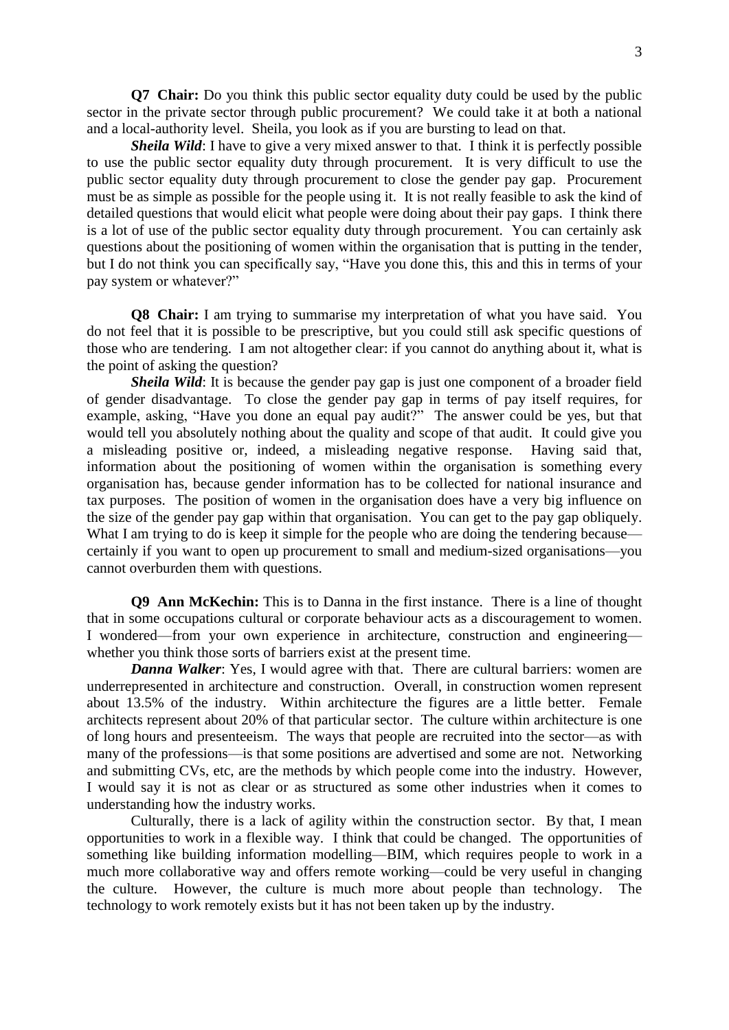**Q7 Chair:** Do you think this public sector equality duty could be used by the public sector in the private sector through public procurement? We could take it at both a national and a local-authority level. Sheila, you look as if you are bursting to lead on that.

***Sheila Wild***: I have to give a very mixed answer to that. I think it is perfectly possible to use the public sector equality duty through procurement. It is very difficult to use the public sector equality duty through procurement to close the gender pay gap. Procurement must be as simple as possible for the people using it. It is not really feasible to ask the kind of detailed questions that would elicit what people were doing about their pay gaps. I think there is a lot of use of the public sector equality duty through procurement. You can certainly ask questions about the positioning of women within the organisation that is putting in the tender, but I do not think you can specifically say, "Have you done this, this and this in terms of your pay system or whatever?"

**Q8 Chair:** I am trying to summarise my interpretation of what you have said. You do not feel that it is possible to be prescriptive, but you could still ask specific questions of those who are tendering. I am not altogether clear: if you cannot do anything about it, what is the point of asking the question?

***Sheila Wild***: It is because the gender pay gap is just one component of a broader field of gender disadvantage. To close the gender pay gap in terms of pay itself requires, for example, asking, "Have you done an equal pay audit?" The answer could be yes, but that would tell you absolutely nothing about the quality and scope of that audit. It could give you a misleading positive or, indeed, a misleading negative response. Having said that, information about the positioning of women within the organisation is something every organisation has, because gender information has to be collected for national insurance and tax purposes. The position of women in the organisation does have a very big influence on the size of the gender pay gap within that organisation. You can get to the pay gap obliquely. What I am trying to do is keep it simple for the people who are doing the tendering because—certainly if you want to open up procurement to small and medium-sized organisations—you cannot overburden them with questions.

**Q9 Ann McKechin:** This is to Danna in the first instance. There is a line of thought that in some occupations cultural or corporate behaviour acts as a discouragement to women. I wondered—from your own experience in architecture, construction and engineering—whether you think those sorts of barriers exist at the present time.

***Danna Walker***: Yes, I would agree with that. There are cultural barriers: women are underrepresented in architecture and construction. Overall, in construction women represent about 13.5% of the industry. Within architecture the figures are a little better. Female architects represent about 20% of that particular sector. The culture within architecture is one of long hours and presenteeism. The ways that people are recruited into the sector—as with many of the professions—is that some positions are advertised and some are not. Networking and submitting CVs, etc, are the methods by which people come into the industry. However, I would say it is not as clear or as structured as some other industries when it comes to understanding how the industry works.

Culturally, there is a lack of agility within the construction sector. By that, I mean opportunities to work in a flexible way. I think that could be changed. The opportunities of something like building information modelling—BIM, which requires people to work in a much more collaborative way and offers remote working—could be very useful in changing the culture. However, the culture is much more about people than technology. The technology to work remotely exists but it has not been taken up by the industry.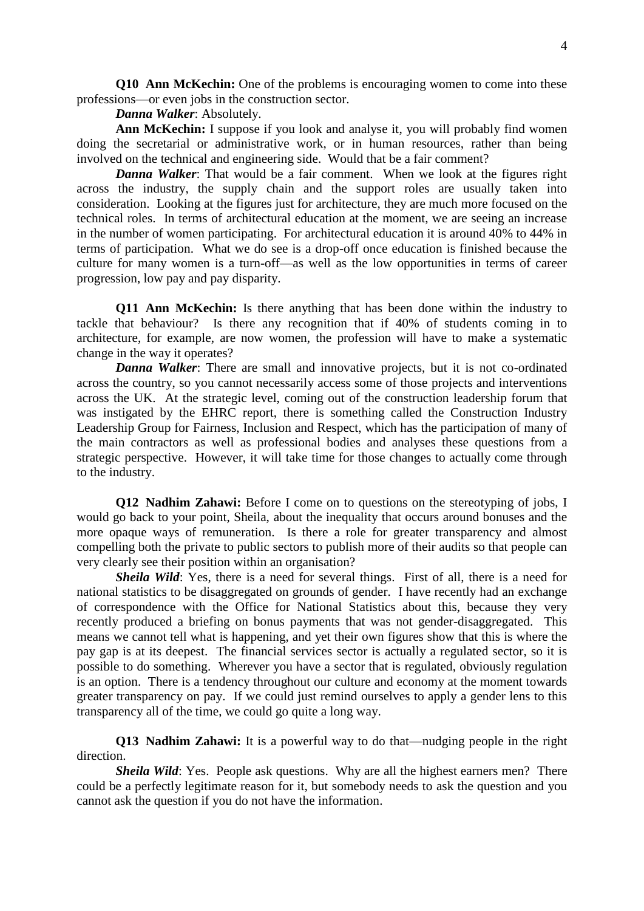**Q10 Ann McKechin:** One of the problems is encouraging women to come into these professions—or even jobs in the construction sector.

***Danna Walker***: Absolutely.

**Ann McKechin:** I suppose if you look and analyse it, you will probably find women doing the secretarial or administrative work, or in human resources, rather than being involved on the technical and engineering side. Would that be a fair comment?

***Danna Walker***: That would be a fair comment. When we look at the figures right across the industry, the supply chain and the support roles are usually taken into consideration. Looking at the figures just for architecture, they are much more focused on the technical roles. In terms of architectural education at the moment, we are seeing an increase in the number of women participating. For architectural education it is around 40% to 44% in terms of participation. What we do see is a drop-off once education is finished because the culture for many women is a turn-off—as well as the low opportunities in terms of career progression, low pay and pay disparity.

**Q11 Ann McKechin:** Is there anything that has been done within the industry to tackle that behaviour? Is there any recognition that if 40% of students coming in to architecture, for example, are now women, the profession will have to make a systematic change in the way it operates?

***Danna Walker***: There are small and innovative projects, but it is not co-ordinated across the country, so you cannot necessarily access some of those projects and interventions across the UK. At the strategic level, coming out of the construction leadership forum that was instigated by the EHRC report, there is something called the Construction Industry Leadership Group for Fairness, Inclusion and Respect, which has the participation of many of the main contractors as well as professional bodies and analyses these questions from a strategic perspective. However, it will take time for those changes to actually come through to the industry.

**Q12 Nadhim Zahawi:** Before I come on to questions on the stereotyping of jobs, I would go back to your point, Sheila, about the inequality that occurs around bonuses and the more opaque ways of remuneration. Is there a role for greater transparency and almost compelling both the private to public sectors to publish more of their audits so that people can very clearly see their position within an organisation?

***Sheila Wild***: Yes, there is a need for several things. First of all, there is a need for national statistics to be disaggregated on grounds of gender. I have recently had an exchange of correspondence with the Office for National Statistics about this, because they very recently produced a briefing on bonus payments that was not gender-disaggregated. This means we cannot tell what is happening, and yet their own figures show that this is where the pay gap is at its deepest. The financial services sector is actually a regulated sector, so it is possible to do something. Wherever you have a sector that is regulated, obviously regulation is an option. There is a tendency throughout our culture and economy at the moment towards greater transparency on pay. If we could just remind ourselves to apply a gender lens to this transparency all of the time, we could go quite a long way.

**Q13 Nadhim Zahawi:** It is a powerful way to do that—nudging people in the right direction.

***Sheila Wild***: Yes. People ask questions. Why are all the highest earners men? There could be a perfectly legitimate reason for it, but somebody needs to ask the question and you cannot ask the question if you do not have the information.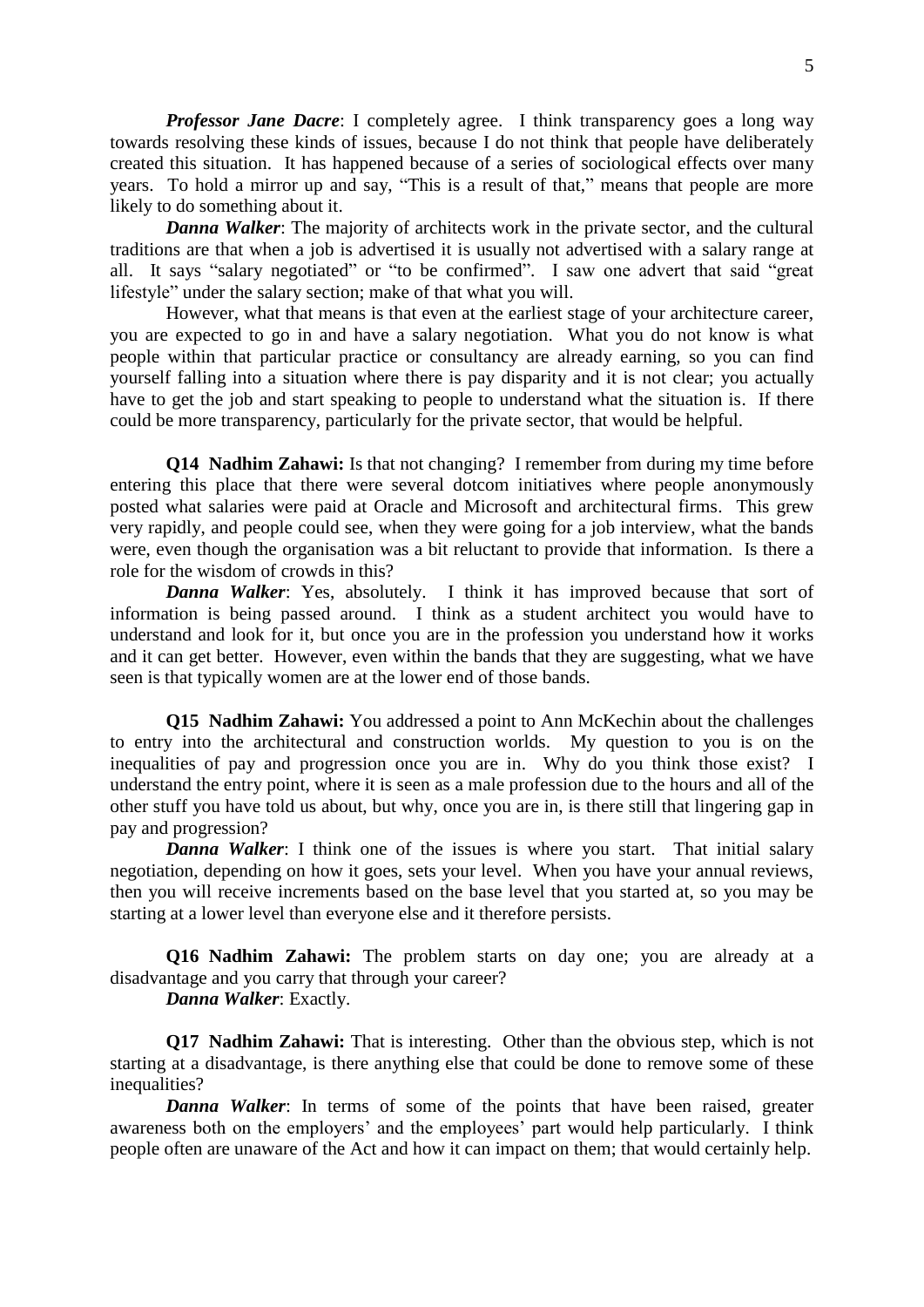***Professor Jane Dacre***: I completely agree. I think transparency goes a long way towards resolving these kinds of issues, because I do not think that people have deliberately created this situation. It has happened because of a series of sociological effects over many years. To hold a mirror up and say, "This is a result of that," means that people are more likely to do something about it.

***Danna Walker***: The majority of architects work in the private sector, and the cultural traditions are that when a job is advertised it is usually not advertised with a salary range at all. It says "salary negotiated" or "to be confirmed". I saw one advert that said "great lifestyle" under the salary section; make of that what you will.

However, what that means is that even at the earliest stage of your architecture career, you are expected to go in and have a salary negotiation. What you do not know is what people within that particular practice or consultancy are already earning, so you can find yourself falling into a situation where there is pay disparity and it is not clear; you actually have to get the job and start speaking to people to understand what the situation is. If there could be more transparency, particularly for the private sector, that would be helpful.

**Q14 Nadhim Zahawi:** Is that not changing? I remember from during my time before entering this place that there were several dotcom initiatives where people anonymously posted what salaries were paid at Oracle and Microsoft and architectural firms. This grew very rapidly, and people could see, when they were going for a job interview, what the bands were, even though the organisation was a bit reluctant to provide that information. Is there a role for the wisdom of crowds in this?

***Danna Walker***: Yes, absolutely. I think it has improved because that sort of information is being passed around. I think as a student architect you would have to understand and look for it, but once you are in the profession you understand how it works and it can get better. However, even within the bands that they are suggesting, what we have seen is that typically women are at the lower end of those bands.

**Q15 Nadhim Zahawi:** You addressed a point to Ann McKechin about the challenges to entry into the architectural and construction worlds. My question to you is on the inequalities of pay and progression once you are in. Why do you think those exist? I understand the entry point, where it is seen as a male profession due to the hours and all of the other stuff you have told us about, but why, once you are in, is there still that lingering gap in pay and progression?

***Danna Walker***: I think one of the issues is where you start. That initial salary negotiation, depending on how it goes, sets your level. When you have your annual reviews, then you will receive increments based on the base level that you started at, so you may be starting at a lower level than everyone else and it therefore persists.

**Q16 Nadhim Zahawi:** The problem starts on day one; you are already at a disadvantage and you carry that through your career?

***Danna Walker***: Exactly.

**Q17 Nadhim Zahawi:** That is interesting. Other than the obvious step, which is not starting at a disadvantage, is there anything else that could be done to remove some of these inequalities?

***Danna Walker***: In terms of some of the points that have been raised, greater awareness both on the employers' and the employees' part would help particularly. I think people often are unaware of the Act and how it can impact on them; that would certainly help.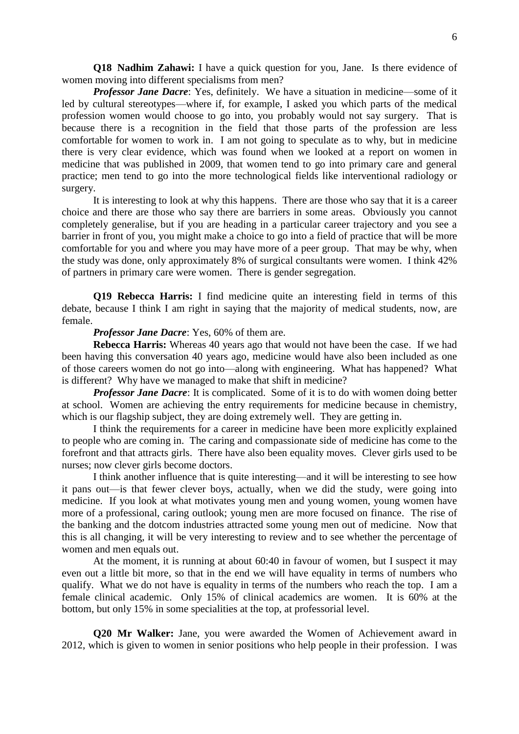**Q18 Nadhim Zahawi:** I have a quick question for you, Jane. Is there evidence of women moving into different specialisms from men?

***Professor Jane Dacre***: Yes, definitely. We have a situation in medicine—some of it led by cultural stereotypes—where if, for example, I asked you which parts of the medical profession women would choose to go into, you probably would not say surgery. That is because there is a recognition in the field that those parts of the profession are less comfortable for women to work in. I am not going to speculate as to why, but in medicine there is very clear evidence, which was found when we looked at a report on women in medicine that was published in 2009, that women tend to go into primary care and general practice; men tend to go into the more technological fields like interventional radiology or surgery.

It is interesting to look at why this happens. There are those who say that it is a career choice and there are those who say there are barriers in some areas. Obviously you cannot completely generalise, but if you are heading in a particular career trajectory and you see a barrier in front of you, you might make a choice to go into a field of practice that will be more comfortable for you and where you may have more of a peer group. That may be why, when the study was done, only approximately 8% of surgical consultants were women. I think 42% of partners in primary care were women. There is gender segregation.

**Q19 Rebecca Harris:** I find medicine quite an interesting field in terms of this debate, because I think I am right in saying that the majority of medical students, now, are female.

***Professor Jane Dacre***: Yes, 60% of them are.

**Rebecca Harris:** Whereas 40 years ago that would not have been the case. If we had been having this conversation 40 years ago, medicine would have also been included as one of those careers women do not go into—along with engineering. What has happened? What is different? Why have we managed to make that shift in medicine?

***Professor Jane Dacre***: It is complicated. Some of it is to do with women doing better at school. Women are achieving the entry requirements for medicine because in chemistry, which is our flagship subject, they are doing extremely well. They are getting in.

I think the requirements for a career in medicine have been more explicitly explained to people who are coming in. The caring and compassionate side of medicine has come to the forefront and that attracts girls. There have also been equality moves. Clever girls used to be nurses; now clever girls become doctors.

I think another influence that is quite interesting—and it will be interesting to see how it pans out—is that fewer clever boys, actually, when we did the study, were going into medicine. If you look at what motivates young men and young women, young women have more of a professional, caring outlook; young men are more focused on finance. The rise of the banking and the dotcom industries attracted some young men out of medicine. Now that this is all changing, it will be very interesting to review and to see whether the percentage of women and men equals out.

At the moment, it is running at about 60:40 in favour of women, but I suspect it may even out a little bit more, so that in the end we will have equality in terms of numbers who qualify. What we do not have is equality in terms of the numbers who reach the top. I am a female clinical academic. Only 15% of clinical academics are women. It is 60% at the bottom, but only 15% in some specialities at the top, at professorial level.

**Q20 Mr Walker:** Jane, you were awarded the Women of Achievement award in 2012, which is given to women in senior positions who help people in their profession. I was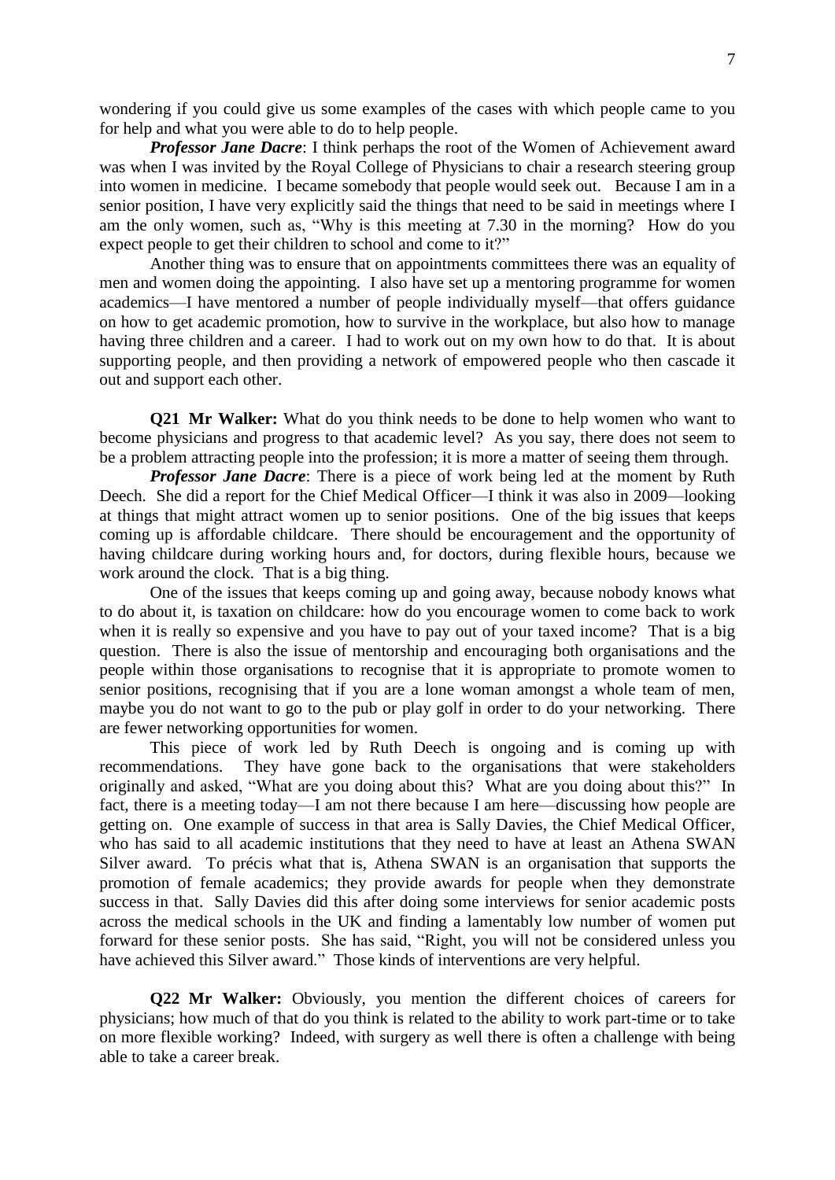wondering if you could give us some examples of the cases with which people came to you for help and what you were able to do to help people.

***Professor Jane Dacre***: I think perhaps the root of the Women of Achievement award was when I was invited by the Royal College of Physicians to chair a research steering group into women in medicine. I became somebody that people would seek out. Because I am in a senior position, I have very explicitly said the things that need to be said in meetings where I am the only women, such as, "Why is this meeting at 7.30 in the morning? How do you expect people to get their children to school and come to it?"

Another thing was to ensure that on appointments committees there was an equality of men and women doing the appointing. I also have set up a mentoring programme for women academics—I have mentored a number of people individually myself—that offers guidance on how to get academic promotion, how to survive in the workplace, but also how to manage having three children and a career. I had to work out on my own how to do that. It is about supporting people, and then providing a network of empowered people who then cascade it out and support each other.

**Q21 Mr Walker:** What do you think needs to be done to help women who want to become physicians and progress to that academic level? As you say, there does not seem to be a problem attracting people into the profession; it is more a matter of seeing them through.

***Professor Jane Dacre***: There is a piece of work being led at the moment by Ruth Deech. She did a report for the Chief Medical Officer—I think it was also in 2009—looking at things that might attract women up to senior positions. One of the big issues that keeps coming up is affordable childcare. There should be encouragement and the opportunity of having childcare during working hours and, for doctors, during flexible hours, because we work around the clock. That is a big thing.

One of the issues that keeps coming up and going away, because nobody knows what to do about it, is taxation on childcare: how do you encourage women to come back to work when it is really so expensive and you have to pay out of your taxed income? That is a big question. There is also the issue of mentorship and encouraging both organisations and the people within those organisations to recognise that it is appropriate to promote women to senior positions, recognising that if you are a lone woman amongst a whole team of men, maybe you do not want to go to the pub or play golf in order to do your networking. There are fewer networking opportunities for women.

This piece of work led by Ruth Deech is ongoing and is coming up with recommendations. They have gone back to the organisations that were stakeholders originally and asked, "What are you doing about this? What are you doing about this?" In fact, there is a meeting today—I am not there because I am here—discussing how people are getting on. One example of success in that area is Sally Davies, the Chief Medical Officer, who has said to all academic institutions that they need to have at least an Athena SWAN Silver award. To précis what that is, Athena SWAN is an organisation that supports the promotion of female academics; they provide awards for people when they demonstrate success in that. Sally Davies did this after doing some interviews for senior academic posts across the medical schools in the UK and finding a lamentably low number of women put forward for these senior posts. She has said, "Right, you will not be considered unless you have achieved this Silver award." Those kinds of interventions are very helpful.

**Q22 Mr Walker:** Obviously, you mention the different choices of careers for physicians; how much of that do you think is related to the ability to work part-time or to take on more flexible working? Indeed, with surgery as well there is often a challenge with being able to take a career break.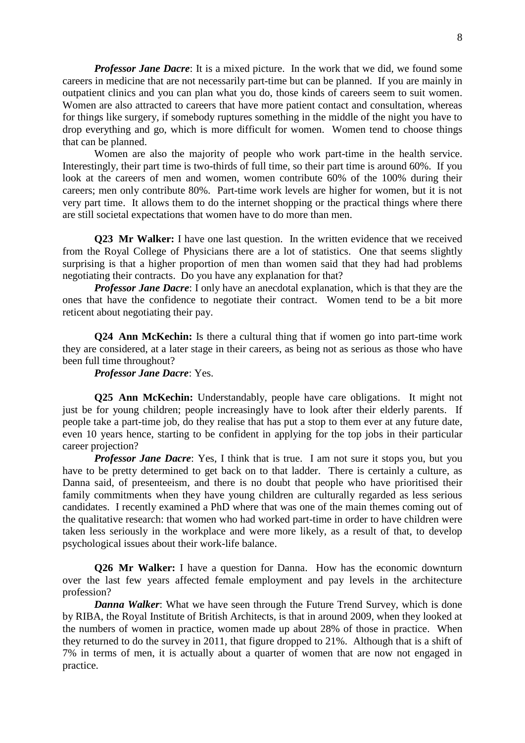***Professor Jane Dacre***: It is a mixed picture. In the work that we did, we found some careers in medicine that are not necessarily part-time but can be planned. If you are mainly in outpatient clinics and you can plan what you do, those kinds of careers seem to suit women. Women are also attracted to careers that have more patient contact and consultation, whereas for things like surgery, if somebody ruptures something in the middle of the night you have to drop everything and go, which is more difficult for women. Women tend to choose things that can be planned.

Women are also the majority of people who work part-time in the health service. Interestingly, their part time is two-thirds of full time, so their part time is around 60%. If you look at the careers of men and women, women contribute 60% of the 100% during their careers; men only contribute 80%. Part-time work levels are higher for women, but it is not very part time. It allows them to do the internet shopping or the practical things where there are still societal expectations that women have to do more than men.

**Q23 Mr Walker:** I have one last question. In the written evidence that we received from the Royal College of Physicians there are a lot of statistics. One that seems slightly surprising is that a higher proportion of men than women said that they had had problems negotiating their contracts. Do you have any explanation for that?

***Professor Jane Dacre***: I only have an anecdotal explanation, which is that they are the ones that have the confidence to negotiate their contract. Women tend to be a bit more reticent about negotiating their pay.

**Q24 Ann McKechin:** Is there a cultural thing that if women go into part-time work they are considered, at a later stage in their careers, as being not as serious as those who have been full time throughout?

***Professor Jane Dacre***: Yes.

**Q25 Ann McKechin:** Understandably, people have care obligations. It might not just be for young children; people increasingly have to look after their elderly parents. If people take a part-time job, do they realise that has put a stop to them ever at any future date, even 10 years hence, starting to be confident in applying for the top jobs in their particular career projection?

***Professor Jane Dacre***: Yes, I think that is true. I am not sure it stops you, but you have to be pretty determined to get back on to that ladder. There is certainly a culture, as Danna said, of presenteeism, and there is no doubt that people who have prioritised their family commitments when they have young children are culturally regarded as less serious candidates. I recently examined a PhD where that was one of the main themes coming out of the qualitative research: that women who had worked part-time in order to have children were taken less seriously in the workplace and were more likely, as a result of that, to develop psychological issues about their work-life balance.

**Q26 Mr Walker:** I have a question for Danna. How has the economic downturn over the last few years affected female employment and pay levels in the architecture profession?

***Danna Walker***: What we have seen through the Future Trend Survey, which is done by RIBA, the Royal Institute of British Architects, is that in around 2009, when they looked at the numbers of women in practice, women made up about 28% of those in practice. When they returned to do the survey in 2011, that figure dropped to 21%. Although that is a shift of 7% in terms of men, it is actually about a quarter of women that are now not engaged in practice.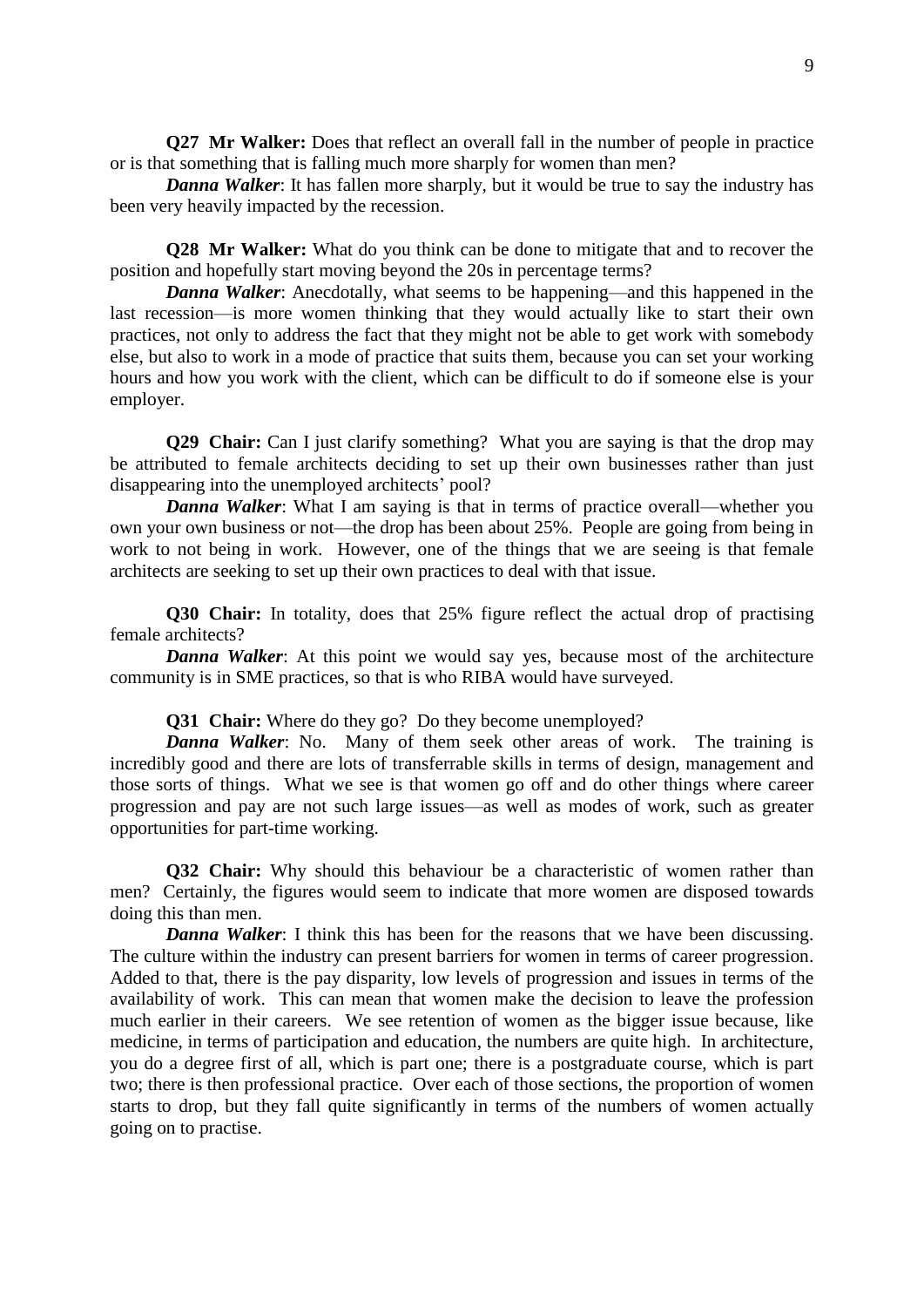**Q27 Mr Walker:** Does that reflect an overall fall in the number of people in practice or is that something that is falling much more sharply for women than men?

***Danna Walker***: It has fallen more sharply, but it would be true to say the industry has been very heavily impacted by the recession.

**Q28 Mr Walker:** What do you think can be done to mitigate that and to recover the position and hopefully start moving beyond the 20s in percentage terms?

***Danna Walker***: Anecdotally, what seems to be happening—and this happened in the last recession—is more women thinking that they would actually like to start their own practices, not only to address the fact that they might not be able to get work with somebody else, but also to work in a mode of practice that suits them, because you can set your working hours and how you work with the client, which can be difficult to do if someone else is your employer.

**Q29 Chair:** Can I just clarify something? What you are saying is that the drop may be attributed to female architects deciding to set up their own businesses rather than just disappearing into the unemployed architects' pool?

***Danna Walker***: What I am saying is that in terms of practice overall—whether you own your own business or not—the drop has been about 25%. People are going from being in work to not being in work. However, one of the things that we are seeing is that female architects are seeking to set up their own practices to deal with that issue.

**Q30 Chair:** In totality, does that 25% figure reflect the actual drop of practising female architects?

***Danna Walker***: At this point we would say yes, because most of the architecture community is in SME practices, so that is who RIBA would have surveyed.

**Q31 Chair:** Where do they go? Do they become unemployed?

***Danna Walker***: No. Many of them seek other areas of work. The training is incredibly good and there are lots of transferrable skills in terms of design, management and those sorts of things. What we see is that women go off and do other things where career progression and pay are not such large issues—as well as modes of work, such as greater opportunities for part-time working.

**Q32 Chair:** Why should this behaviour be a characteristic of women rather than men? Certainly, the figures would seem to indicate that more women are disposed towards doing this than men.

***Danna Walker***: I think this has been for the reasons that we have been discussing. The culture within the industry can present barriers for women in terms of career progression. Added to that, there is the pay disparity, low levels of progression and issues in terms of the availability of work. This can mean that women make the decision to leave the profession much earlier in their careers. We see retention of women as the bigger issue because, like medicine, in terms of participation and education, the numbers are quite high. In architecture, you do a degree first of all, which is part one; there is a postgraduate course, which is part two; there is then professional practice. Over each of those sections, the proportion of women starts to drop, but they fall quite significantly in terms of the numbers of women actually going on to practise.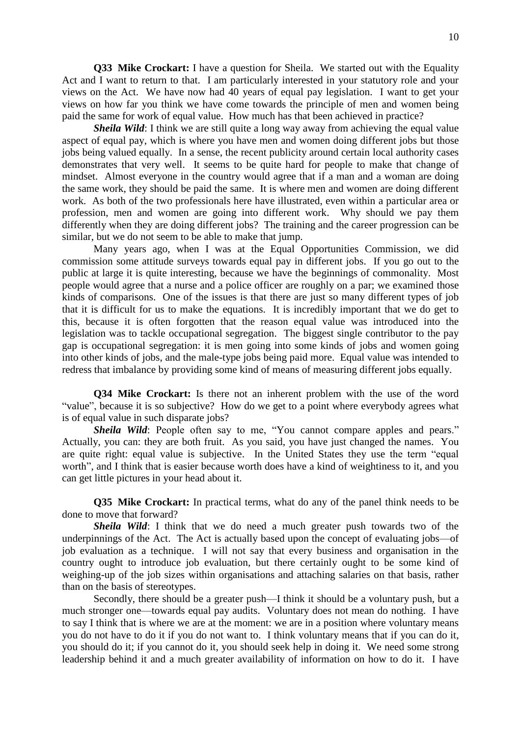**Q33 Mike Crockart:** I have a question for Sheila. We started out with the Equality Act and I want to return to that. I am particularly interested in your statutory role and your views on the Act. We have now had 40 years of equal pay legislation. I want to get your views on how far you think we have come towards the principle of men and women being paid the same for work of equal value. How much has that been achieved in practice?

***Sheila Wild***: I think we are still quite a long way away from achieving the equal value aspect of equal pay, which is where you have men and women doing different jobs but those jobs being valued equally. In a sense, the recent publicity around certain local authority cases demonstrates that very well. It seems to be quite hard for people to make that change of mindset. Almost everyone in the country would agree that if a man and a woman are doing the same work, they should be paid the same. It is where men and women are doing different work. As both of the two professionals here have illustrated, even within a particular area or profession, men and women are going into different work. Why should we pay them differently when they are doing different jobs? The training and the career progression can be similar, but we do not seem to be able to make that jump.

Many years ago, when I was at the Equal Opportunities Commission, we did commission some attitude surveys towards equal pay in different jobs. If you go out to the public at large it is quite interesting, because we have the beginnings of commonality. Most people would agree that a nurse and a police officer are roughly on a par; we examined those kinds of comparisons. One of the issues is that there are just so many different types of job that it is difficult for us to make the equations. It is incredibly important that we do get to this, because it is often forgotten that the reason equal value was introduced into the legislation was to tackle occupational segregation. The biggest single contributor to the pay gap is occupational segregation: it is men going into some kinds of jobs and women going into other kinds of jobs, and the male-type jobs being paid more. Equal value was intended to redress that imbalance by providing some kind of means of measuring different jobs equally.

**Q34 Mike Crockart:** Is there not an inherent problem with the use of the word "value", because it is so subjective? How do we get to a point where everybody agrees what is of equal value in such disparate jobs?

***Sheila Wild***: People often say to me, "You cannot compare apples and pears." Actually, you can: they are both fruit. As you said, you have just changed the names. You are quite right: equal value is subjective. In the United States they use the term "equal worth", and I think that is easier because worth does have a kind of weightiness to it, and you can get little pictures in your head about it.

**Q35 Mike Crockart:** In practical terms, what do any of the panel think needs to be done to move that forward?

***Sheila Wild***: I think that we do need a much greater push towards two of the underpinnings of the Act. The Act is actually based upon the concept of evaluating jobs—of job evaluation as a technique. I will not say that every business and organisation in the country ought to introduce job evaluation, but there certainly ought to be some kind of weighing-up of the job sizes within organisations and attaching salaries on that basis, rather than on the basis of stereotypes.

Secondly, there should be a greater push—I think it should be a voluntary push, but a much stronger one—towards equal pay audits. Voluntary does not mean do nothing. I have to say I think that is where we are at the moment: we are in a position where voluntary means you do not have to do it if you do not want to. I think voluntary means that if you can do it, you should do it; if you cannot do it, you should seek help in doing it. We need some strong leadership behind it and a much greater availability of information on how to do it. I have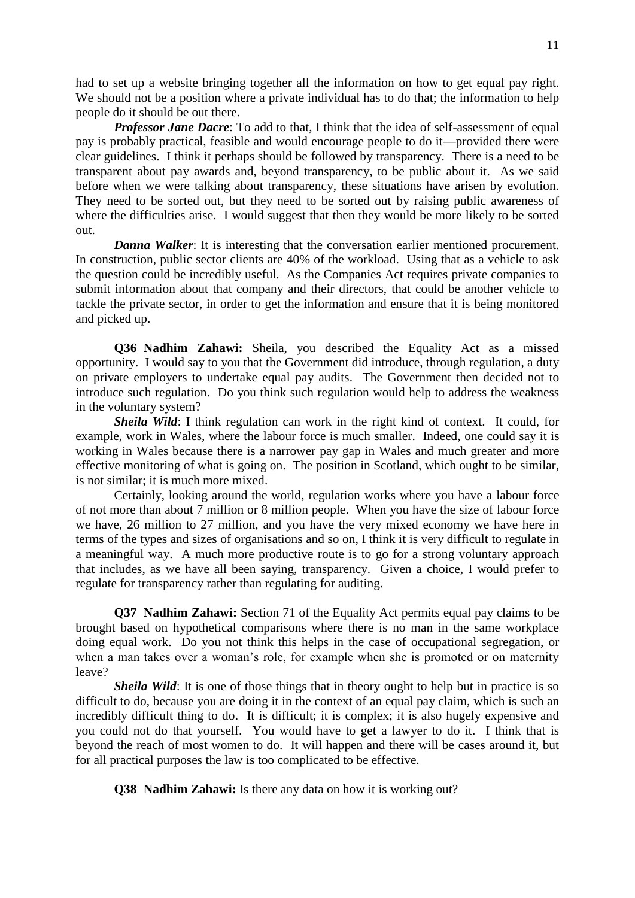had to set up a website bringing together all the information on how to get equal pay right. We should not be a position where a private individual has to do that; the information to help people do it should be out there.

***Professor Jane Dacre***: To add to that, I think that the idea of self-assessment of equal pay is probably practical, feasible and would encourage people to do it—provided there were clear guidelines. I think it perhaps should be followed by transparency. There is a need to be transparent about pay awards and, beyond transparency, to be public about it. As we said before when we were talking about transparency, these situations have arisen by evolution. They need to be sorted out, but they need to be sorted out by raising public awareness of where the difficulties arise. I would suggest that then they would be more likely to be sorted out.

***Danna Walker***: It is interesting that the conversation earlier mentioned procurement. In construction, public sector clients are 40% of the workload. Using that as a vehicle to ask the question could be incredibly useful. As the Companies Act requires private companies to submit information about that company and their directors, that could be another vehicle to tackle the private sector, in order to get the information and ensure that it is being monitored and picked up.

**Q36 Nadhim Zahawi:** Sheila, you described the Equality Act as a missed opportunity. I would say to you that the Government did introduce, through regulation, a duty on private employers to undertake equal pay audits. The Government then decided not to introduce such regulation. Do you think such regulation would help to address the weakness in the voluntary system?

***Sheila Wild***: I think regulation can work in the right kind of context. It could, for example, work in Wales, where the labour force is much smaller. Indeed, one could say it is working in Wales because there is a narrower pay gap in Wales and much greater and more effective monitoring of what is going on. The position in Scotland, which ought to be similar, is not similar; it is much more mixed.

Certainly, looking around the world, regulation works where you have a labour force of not more than about 7 million or 8 million people. When you have the size of labour force we have, 26 million to 27 million, and you have the very mixed economy we have here in terms of the types and sizes of organisations and so on, I think it is very difficult to regulate in a meaningful way. A much more productive route is to go for a strong voluntary approach that includes, as we have all been saying, transparency. Given a choice, I would prefer to regulate for transparency rather than regulating for auditing.

**Q37 Nadhim Zahawi:** Section 71 of the Equality Act permits equal pay claims to be brought based on hypothetical comparisons where there is no man in the same workplace doing equal work. Do you not think this helps in the case of occupational segregation, or when a man takes over a woman's role, for example when she is promoted or on maternity leave?

***Sheila Wild***: It is one of those things that in theory ought to help but in practice is so difficult to do, because you are doing it in the context of an equal pay claim, which is such an incredibly difficult thing to do. It is difficult; it is complex; it is also hugely expensive and you could not do that yourself. You would have to get a lawyer to do it. I think that is beyond the reach of most women to do. It will happen and there will be cases around it, but for all practical purposes the law is too complicated to be effective.

**Q38 Nadhim Zahawi:** Is there any data on how it is working out?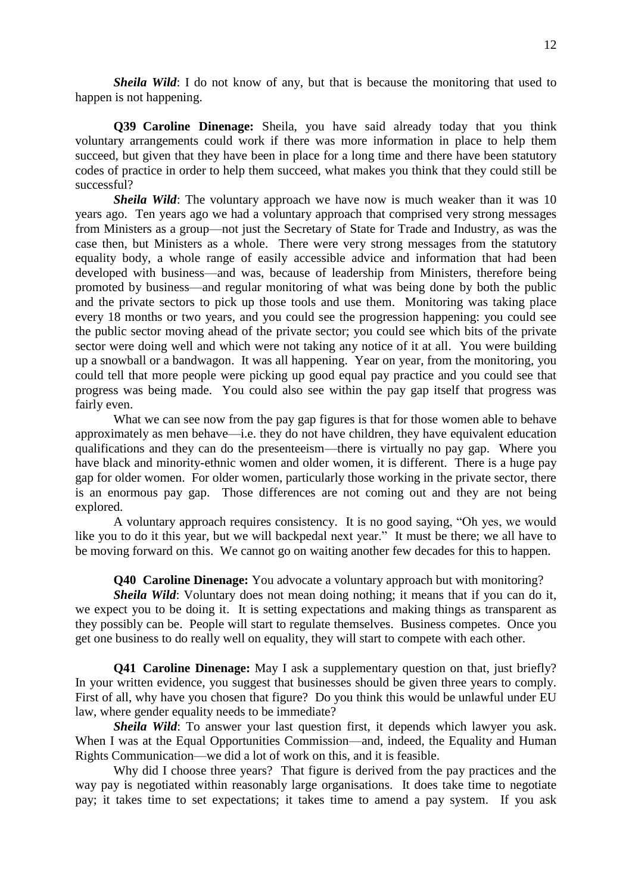***Sheila Wild***: I do not know of any, but that is because the monitoring that used to happen is not happening.

**Q39 Caroline Dinenage:** Sheila, you have said already today that you think voluntary arrangements could work if there was more information in place to help them succeed, but given that they have been in place for a long time and there have been statutory codes of practice in order to help them succeed, what makes you think that they could still be successful?

***Sheila Wild***: The voluntary approach we have now is much weaker than it was 10 years ago. Ten years ago we had a voluntary approach that comprised very strong messages from Ministers as a group—not just the Secretary of State for Trade and Industry, as was the case then, but Ministers as a whole. There were very strong messages from the statutory equality body, a whole range of easily accessible advice and information that had been developed with business—and was, because of leadership from Ministers, therefore being promoted by business—and regular monitoring of what was being done by both the public and the private sectors to pick up those tools and use them. Monitoring was taking place every 18 months or two years, and you could see the progression happening: you could see the public sector moving ahead of the private sector; you could see which bits of the private sector were doing well and which were not taking any notice of it at all. You were building up a snowball or a bandwagon. It was all happening. Year on year, from the monitoring, you could tell that more people were picking up good equal pay practice and you could see that progress was being made. You could also see within the pay gap itself that progress was fairly even.

What we can see now from the pay gap figures is that for those women able to behave approximately as men behave—i.e. they do not have children, they have equivalent education qualifications and they can do the presenteeism—there is virtually no pay gap. Where you have black and minority-ethnic women and older women, it is different. There is a huge pay gap for older women. For older women, particularly those working in the private sector, there is an enormous pay gap. Those differences are not coming out and they are not being explored.

A voluntary approach requires consistency. It is no good saying, "Oh yes, we would like you to do it this year, but we will backpedal next year." It must be there; we all have to be moving forward on this. We cannot go on waiting another few decades for this to happen.

**Q40 Caroline Dinenage:** You advocate a voluntary approach but with monitoring?

***Sheila Wild***: Voluntary does not mean doing nothing; it means that if you can do it, we expect you to be doing it. It is setting expectations and making things as transparent as they possibly can be. People will start to regulate themselves. Business competes. Once you get one business to do really well on equality, they will start to compete with each other.

**Q41 Caroline Dinenage:** May I ask a supplementary question on that, just briefly? In your written evidence, you suggest that businesses should be given three years to comply. First of all, why have you chosen that figure? Do you think this would be unlawful under EU law, where gender equality needs to be immediate?

***Sheila Wild***: To answer your last question first, it depends which lawyer you ask. When I was at the Equal Opportunities Commission—and, indeed, the Equality and Human Rights Communication—we did a lot of work on this, and it is feasible.

Why did I choose three years? That figure is derived from the pay practices and the way pay is negotiated within reasonably large organisations. It does take time to negotiate pay; it takes time to set expectations; it takes time to amend a pay system. If you ask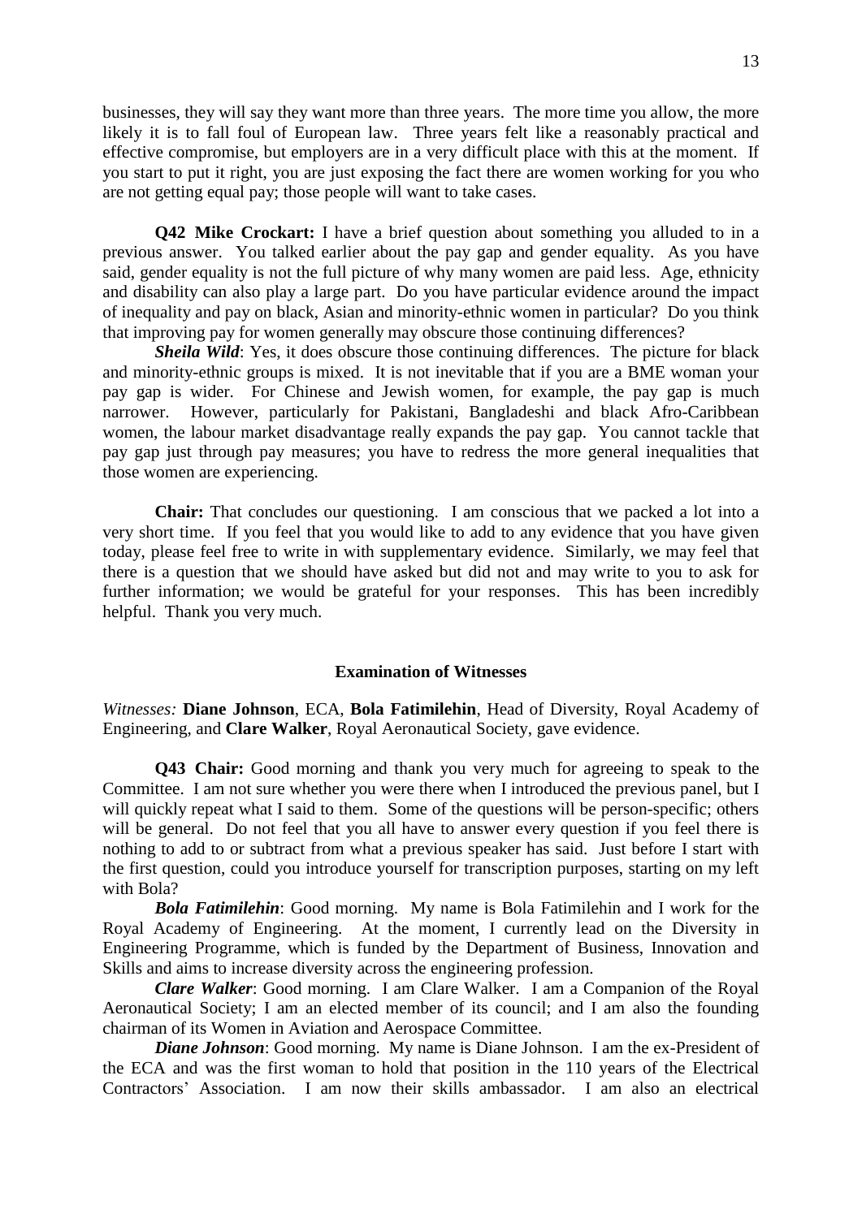businesses, they will say they want more than three years. The more time you allow, the more likely it is to fall foul of European law. Three years felt like a reasonably practical and effective compromise, but employers are in a very difficult place with this at the moment. If you start to put it right, you are just exposing the fact there are women working for you who are not getting equal pay; those people will want to take cases.

**Q42 Mike Crockart:** I have a brief question about something you alluded to in a previous answer. You talked earlier about the pay gap and gender equality. As you have said, gender equality is not the full picture of why many women are paid less. Age, ethnicity and disability can also play a large part. Do you have particular evidence around the impact of inequality and pay on black, Asian and minority-ethnic women in particular? Do you think that improving pay for women generally may obscure those continuing differences?

***Sheila Wild***: Yes, it does obscure those continuing differences. The picture for black and minority-ethnic groups is mixed. It is not inevitable that if you are a BME woman your pay gap is wider. For Chinese and Jewish women, for example, the pay gap is much narrower. However, particularly for Pakistani, Bangladeshi and black Afro-Caribbean women, the labour market disadvantage really expands the pay gap. You cannot tackle that pay gap just through pay measures; you have to redress the more general inequalities that those women are experiencing.

**Chair:** That concludes our questioning. I am conscious that we packed a lot into a very short time. If you feel that you would like to add to any evidence that you have given today, please feel free to write in with supplementary evidence. Similarly, we may feel that there is a question that we should have asked but did not and may write to you to ask for further information; we would be grateful for your responses. This has been incredibly helpful. Thank you very much.

## Examination of Witnesses

*Witnesses:* **Diane Johnson**, ECA, **Bola Fatimilehin**, Head of Diversity, Royal Academy of Engineering, and **Clare Walker**, Royal Aeronautical Society, gave evidence.

**Q43 Chair:** Good morning and thank you very much for agreeing to speak to the Committee. I am not sure whether you were there when I introduced the previous panel, but I will quickly repeat what I said to them. Some of the questions will be person-specific; others will be general. Do not feel that you all have to answer every question if you feel there is nothing to add to or subtract from what a previous speaker has said. Just before I start with the first question, could you introduce yourself for transcription purposes, starting on my left with Bola?

***Bola Fatimilehin***: Good morning. My name is Bola Fatimilehin and I work for the Royal Academy of Engineering. At the moment, I currently lead on the Diversity in Engineering Programme, which is funded by the Department of Business, Innovation and Skills and aims to increase diversity across the engineering profession.

***Clare Walker***: Good morning. I am Clare Walker. I am a Companion of the Royal Aeronautical Society; I am an elected member of its council; and I am also the founding chairman of its Women in Aviation and Aerospace Committee.

***Diane Johnson***: Good morning. My name is Diane Johnson. I am the ex-President of the ECA and was the first woman to hold that position in the 110 years of the Electrical Contractors' Association. I am now their skills ambassador. I am also an electrical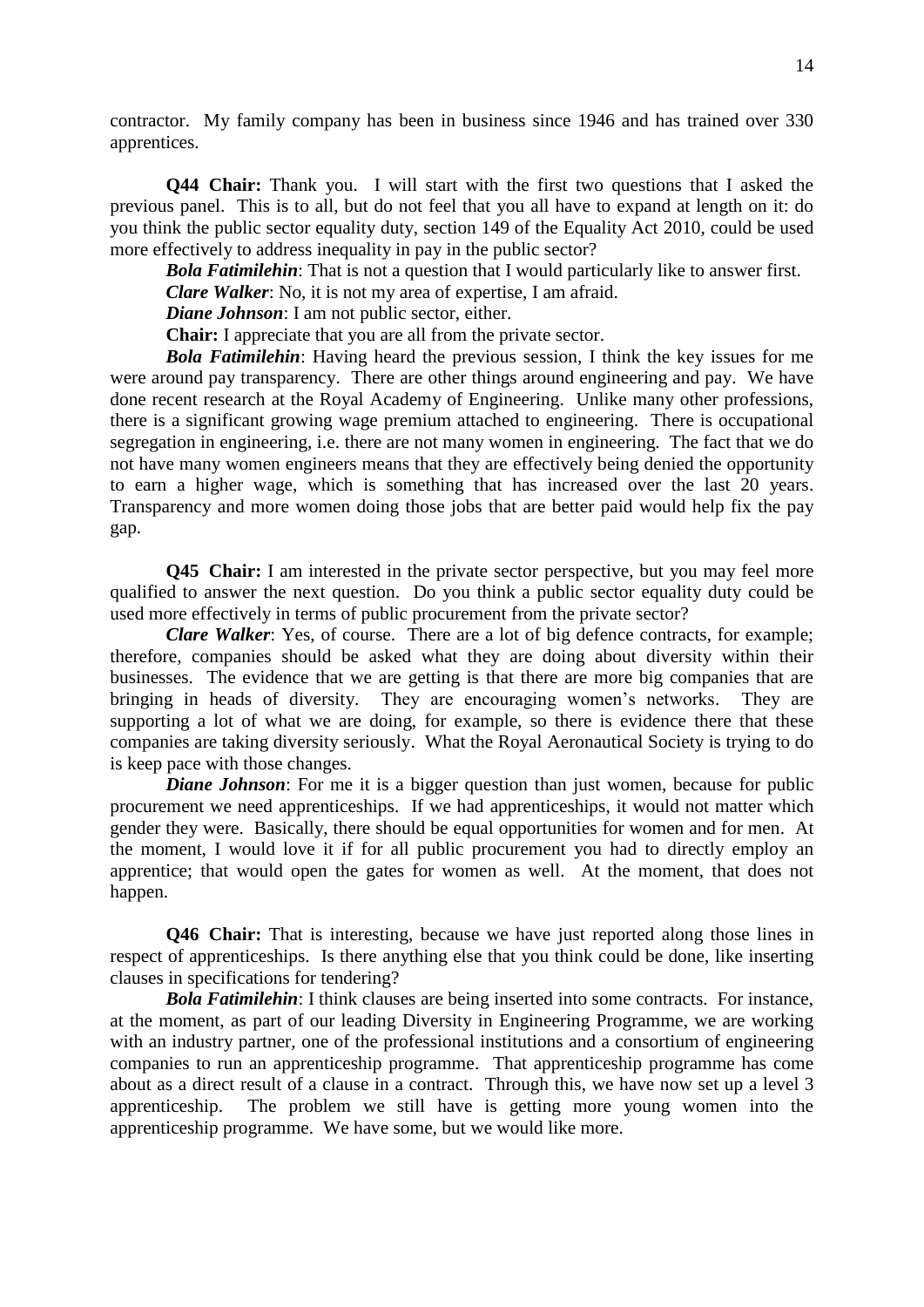contractor. My family company has been in business since 1946 and has trained over 330 apprentices.

**Q44 Chair:** Thank you. I will start with the first two questions that I asked the previous panel. This is to all, but do not feel that you all have to expand at length on it: do you think the public sector equality duty, section 149 of the Equality Act 2010, could be used more effectively to address inequality in pay in the public sector?

***Bola Fatimilehin***: That is not a question that I would particularly like to answer first.

***Clare Walker***: No, it is not my area of expertise, I am afraid.

***Diane Johnson***: I am not public sector, either.

**Chair:** I appreciate that you are all from the private sector.

***Bola Fatimilehin***: Having heard the previous session, I think the key issues for me were around pay transparency. There are other things around engineering and pay. We have done recent research at the Royal Academy of Engineering. Unlike many other professions, there is a significant growing wage premium attached to engineering. There is occupational segregation in engineering, i.e. there are not many women in engineering. The fact that we do not have many women engineers means that they are effectively being denied the opportunity to earn a higher wage, which is something that has increased over the last 20 years. Transparency and more women doing those jobs that are better paid would help fix the pay gap.

**Q45 Chair:** I am interested in the private sector perspective, but you may feel more qualified to answer the next question. Do you think a public sector equality duty could be used more effectively in terms of public procurement from the private sector?

***Clare Walker***: Yes, of course. There are a lot of big defence contracts, for example; therefore, companies should be asked what they are doing about diversity within their businesses. The evidence that we are getting is that there are more big companies that are bringing in heads of diversity. They are encouraging women's networks. They are supporting a lot of what we are doing, for example, so there is evidence there that these companies are taking diversity seriously. What the Royal Aeronautical Society is trying to do is keep pace with those changes.

***Diane Johnson***: For me it is a bigger question than just women, because for public procurement we need apprenticeships. If we had apprenticeships, it would not matter which gender they were. Basically, there should be equal opportunities for women and for men. At the moment, I would love it if for all public procurement you had to directly employ an apprentice; that would open the gates for women as well. At the moment, that does not happen.

**Q46 Chair:** That is interesting, because we have just reported along those lines in respect of apprenticeships. Is there anything else that you think could be done, like inserting clauses in specifications for tendering?

***Bola Fatimilehin***: I think clauses are being inserted into some contracts. For instance, at the moment, as part of our leading Diversity in Engineering Programme, we are working with an industry partner, one of the professional institutions and a consortium of engineering companies to run an apprenticeship programme. That apprenticeship programme has come about as a direct result of a clause in a contract. Through this, we have now set up a level 3 apprenticeship. The problem we still have is getting more young women into the apprenticeship programme. We have some, but we would like more.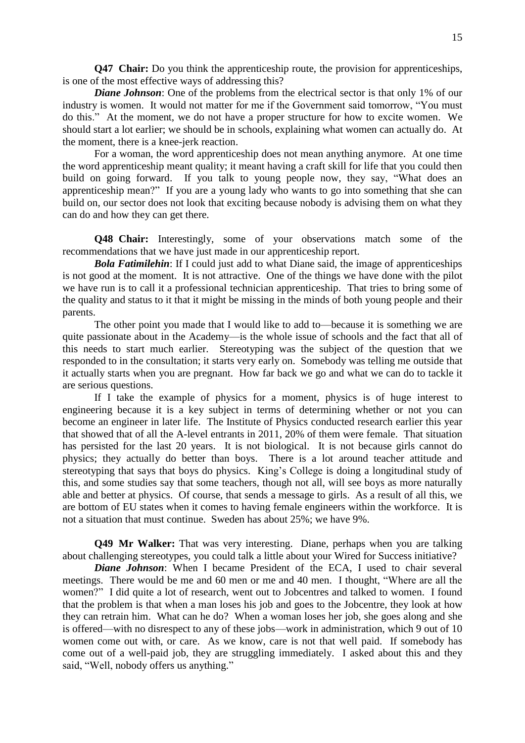**Q47 Chair:** Do you think the apprenticeship route, the provision for apprenticeships, is one of the most effective ways of addressing this?

***Diane Johnson***: One of the problems from the electrical sector is that only 1% of our industry is women. It would not matter for me if the Government said tomorrow, "You must do this." At the moment, we do not have a proper structure for how to excite women. We should start a lot earlier; we should be in schools, explaining what women can actually do. At the moment, there is a knee-jerk reaction.

For a woman, the word apprenticeship does not mean anything anymore. At one time the word apprenticeship meant quality; it meant having a craft skill for life that you could then build on going forward. If you talk to young people now, they say, "What does an apprenticeship mean?" If you are a young lady who wants to go into something that she can build on, our sector does not look that exciting because nobody is advising them on what they can do and how they can get there.

**Q48 Chair:** Interestingly, some of your observations match some of the recommendations that we have just made in our apprenticeship report.

***Bola Fatimilehin***: If I could just add to what Diane said, the image of apprenticeships is not good at the moment. It is not attractive. One of the things we have done with the pilot we have run is to call it a professional technician apprenticeship. That tries to bring some of the quality and status to it that it might be missing in the minds of both young people and their parents.

The other point you made that I would like to add to—because it is something we are quite passionate about in the Academy—is the whole issue of schools and the fact that all of this needs to start much earlier. Stereotyping was the subject of the question that we responded to in the consultation; it starts very early on. Somebody was telling me outside that it actually starts when you are pregnant. How far back we go and what we can do to tackle it are serious questions.

If I take the example of physics for a moment, physics is of huge interest to engineering because it is a key subject in terms of determining whether or not you can become an engineer in later life. The Institute of Physics conducted research earlier this year that showed that of all the A-level entrants in 2011, 20% of them were female. That situation has persisted for the last 20 years. It is not biological. It is not because girls cannot do physics; they actually do better than boys. There is a lot around teacher attitude and stereotyping that says that boys do physics. King's College is doing a longitudinal study of this, and some studies say that some teachers, though not all, will see boys as more naturally able and better at physics. Of course, that sends a message to girls. As a result of all this, we are bottom of EU states when it comes to having female engineers within the workforce. It is not a situation that must continue. Sweden has about 25%; we have 9%.

**Q49 Mr Walker:** That was very interesting. Diane, perhaps when you are talking about challenging stereotypes, you could talk a little about your Wired for Success initiative?

***Diane Johnson***: When I became President of the ECA, I used to chair several meetings. There would be me and 60 men or me and 40 men. I thought, "Where are all the women?" I did quite a lot of research, went out to Jobcentres and talked to women. I found that the problem is that when a man loses his job and goes to the Jobcentre, they look at how they can retrain him. What can he do? When a woman loses her job, she goes along and she is offered—with no disrespect to any of these jobs—work in administration, which 9 out of 10 women come out with, or care. As we know, care is not that well paid. If somebody has come out of a well-paid job, they are struggling immediately. I asked about this and they said, "Well, nobody offers us anything."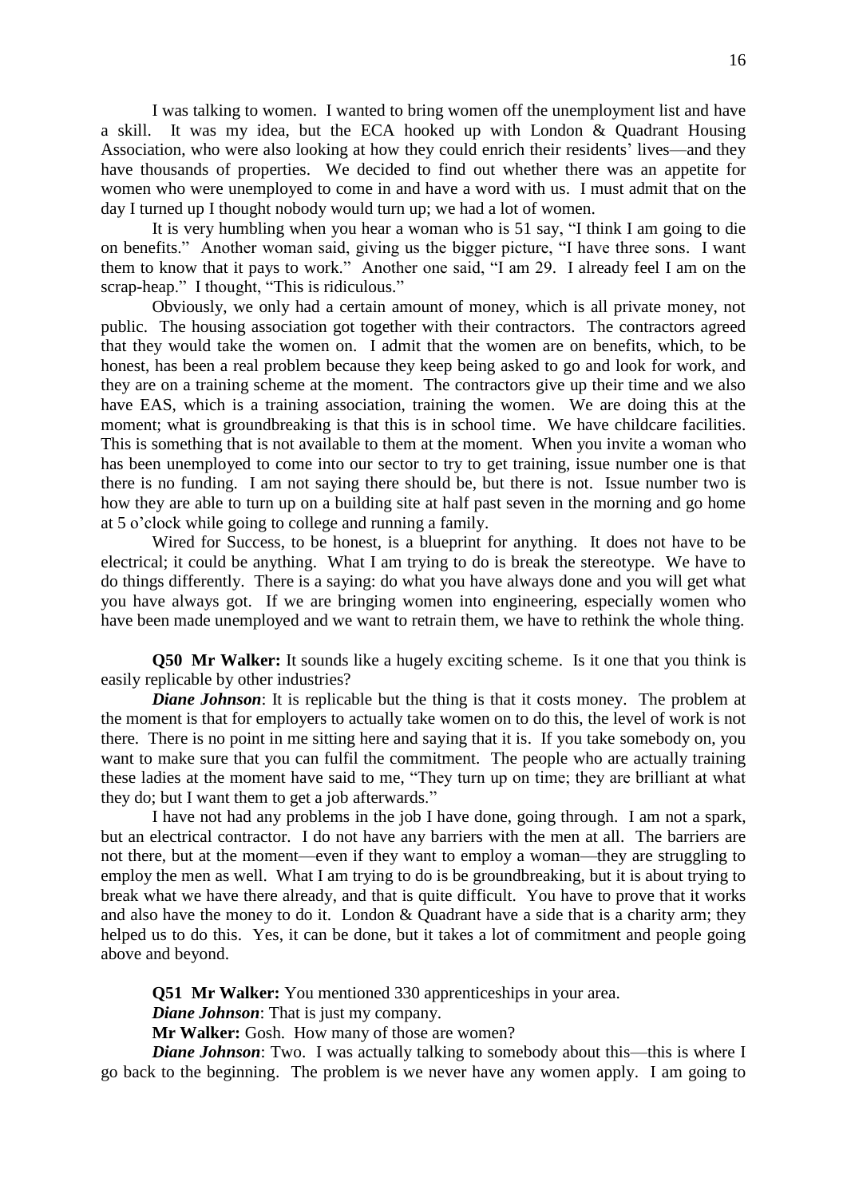I was talking to women. I wanted to bring women off the unemployment list and have a skill. It was my idea, but the ECA hooked up with London & Quadrant Housing Association, who were also looking at how they could enrich their residents' lives—and they have thousands of properties. We decided to find out whether there was an appetite for women who were unemployed to come in and have a word with us. I must admit that on the day I turned up I thought nobody would turn up; we had a lot of women.

It is very humbling when you hear a woman who is 51 say, "I think I am going to die on benefits." Another woman said, giving us the bigger picture, "I have three sons. I want them to know that it pays to work." Another one said, "I am 29. I already feel I am on the scrap-heap." I thought, "This is ridiculous."

Obviously, we only had a certain amount of money, which is all private money, not public. The housing association got together with their contractors. The contractors agreed that they would take the women on. I admit that the women are on benefits, which, to be honest, has been a real problem because they keep being asked to go and look for work, and they are on a training scheme at the moment. The contractors give up their time and we also have EAS, which is a training association, training the women. We are doing this at the moment; what is groundbreaking is that this is in school time. We have childcare facilities. This is something that is not available to them at the moment. When you invite a woman who has been unemployed to come into our sector to try to get training, issue number one is that there is no funding. I am not saying there should be, but there is not. Issue number two is how they are able to turn up on a building site at half past seven in the morning and go home at 5 o'clock while going to college and running a family.

Wired for Success, to be honest, is a blueprint for anything. It does not have to be electrical; it could be anything. What I am trying to do is break the stereotype. We have to do things differently. There is a saying: do what you have always done and you will get what you have always got. If we are bringing women into engineering, especially women who have been made unemployed and we want to retrain them, we have to rethink the whole thing.

**Q50 Mr Walker:** It sounds like a hugely exciting scheme. Is it one that you think is easily replicable by other industries?

***Diane Johnson***: It is replicable but the thing is that it costs money. The problem at the moment is that for employers to actually take women on to do this, the level of work is not there. There is no point in me sitting here and saying that it is. If you take somebody on, you want to make sure that you can fulfil the commitment. The people who are actually training these ladies at the moment have said to me, "They turn up on time; they are brilliant at what they do; but I want them to get a job afterwards."

I have not had any problems in the job I have done, going through. I am not a spark, but an electrical contractor. I do not have any barriers with the men at all. The barriers are not there, but at the moment—even if they want to employ a woman—they are struggling to employ the men as well. What I am trying to do is be groundbreaking, but it is about trying to break what we have there already, and that is quite difficult. You have to prove that it works and also have the money to do it. London & Quadrant have a side that is a charity arm; they helped us to do this. Yes, it can be done, but it takes a lot of commitment and people going above and beyond.

**Q51 Mr Walker:** You mentioned 330 apprenticeships in your area.

***Diane Johnson***: That is just my company.

**Mr Walker:** Gosh. How many of those are women?

***Diane Johnson***: Two. I was actually talking to somebody about this—this is where I go back to the beginning. The problem is we never have any women apply. I am going to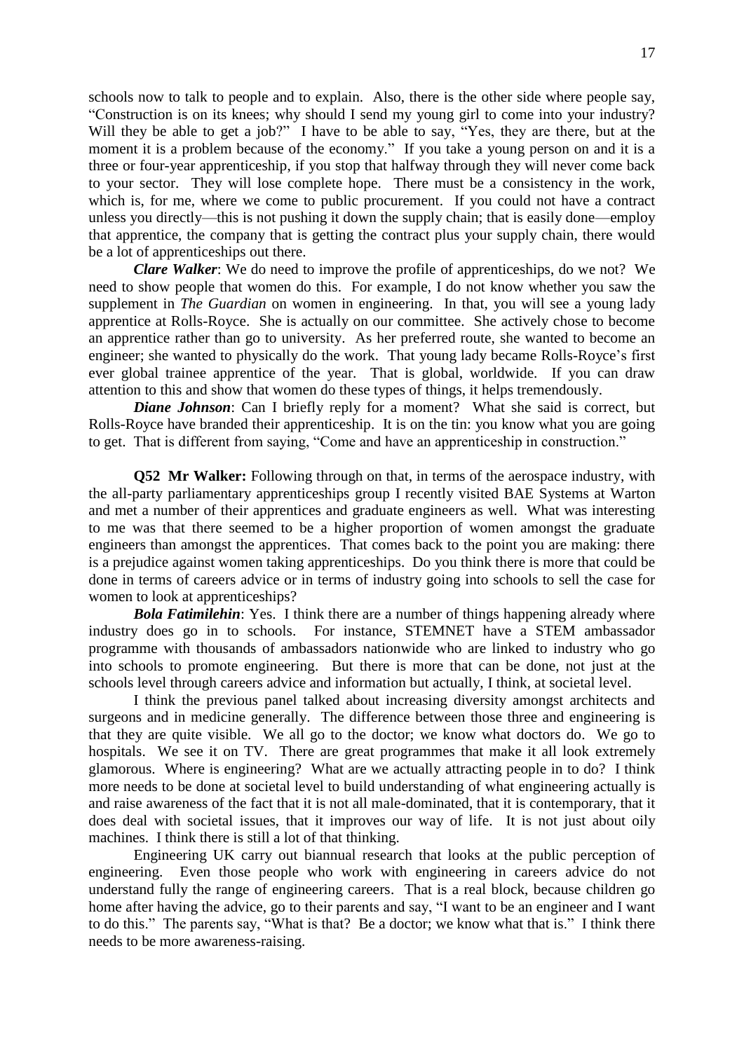schools now to talk to people and to explain. Also, there is the other side where people say, "Construction is on its knees; why should I send my young girl to come into your industry? Will they be able to get a job?" I have to be able to say, "Yes, they are there, but at the moment it is a problem because of the economy." If you take a young person on and it is a three or four-year apprenticeship, if you stop that halfway through they will never come back to your sector. They will lose complete hope. There must be a consistency in the work, which is, for me, where we come to public procurement. If you could not have a contract unless you directly—this is not pushing it down the supply chain; that is easily done—employ that apprentice, the company that is getting the contract plus your supply chain, there would be a lot of apprenticeships out there.

***Clare Walker***: We do need to improve the profile of apprenticeships, do we not? We need to show people that women do this. For example, I do not know whether you saw the supplement in *The Guardian* on women in engineering. In that, you will see a young lady apprentice at Rolls-Royce. She is actually on our committee. She actively chose to become an apprentice rather than go to university. As her preferred route, she wanted to become an engineer; she wanted to physically do the work. That young lady became Rolls-Royce's first ever global trainee apprentice of the year. That is global, worldwide. If you can draw attention to this and show that women do these types of things, it helps tremendously.

***Diane Johnson***: Can I briefly reply for a moment? What she said is correct, but Rolls-Royce have branded their apprenticeship. It is on the tin: you know what you are going to get. That is different from saying, "Come and have an apprenticeship in construction."

**Q52 Mr Walker:** Following through on that, in terms of the aerospace industry, with the all-party parliamentary apprenticeships group I recently visited BAE Systems at Warton and met a number of their apprentices and graduate engineers as well. What was interesting to me was that there seemed to be a higher proportion of women amongst the graduate engineers than amongst the apprentices. That comes back to the point you are making: there is a prejudice against women taking apprenticeships. Do you think there is more that could be done in terms of careers advice or in terms of industry going into schools to sell the case for women to look at apprenticeships?

***Bola Fatimilehin***: Yes. I think there are a number of things happening already where industry does go in to schools. For instance, STEMNET have a STEM ambassador programme with thousands of ambassadors nationwide who are linked to industry who go into schools to promote engineering. But there is more that can be done, not just at the schools level through careers advice and information but actually, I think, at societal level.

I think the previous panel talked about increasing diversity amongst architects and surgeons and in medicine generally. The difference between those three and engineering is that they are quite visible. We all go to the doctor; we know what doctors do. We go to hospitals. We see it on TV. There are great programmes that make it all look extremely glamorous. Where is engineering? What are we actually attracting people in to do? I think more needs to be done at societal level to build understanding of what engineering actually is and raise awareness of the fact that it is not all male-dominated, that it is contemporary, that it does deal with societal issues, that it improves our way of life. It is not just about oily machines. I think there is still a lot of that thinking.

Engineering UK carry out biannual research that looks at the public perception of engineering. Even those people who work with engineering in careers advice do not understand fully the range of engineering careers. That is a real block, because children go home after having the advice, go to their parents and say, "I want to be an engineer and I want to do this." The parents say, "What is that? Be a doctor; we know what that is." I think there needs to be more awareness-raising.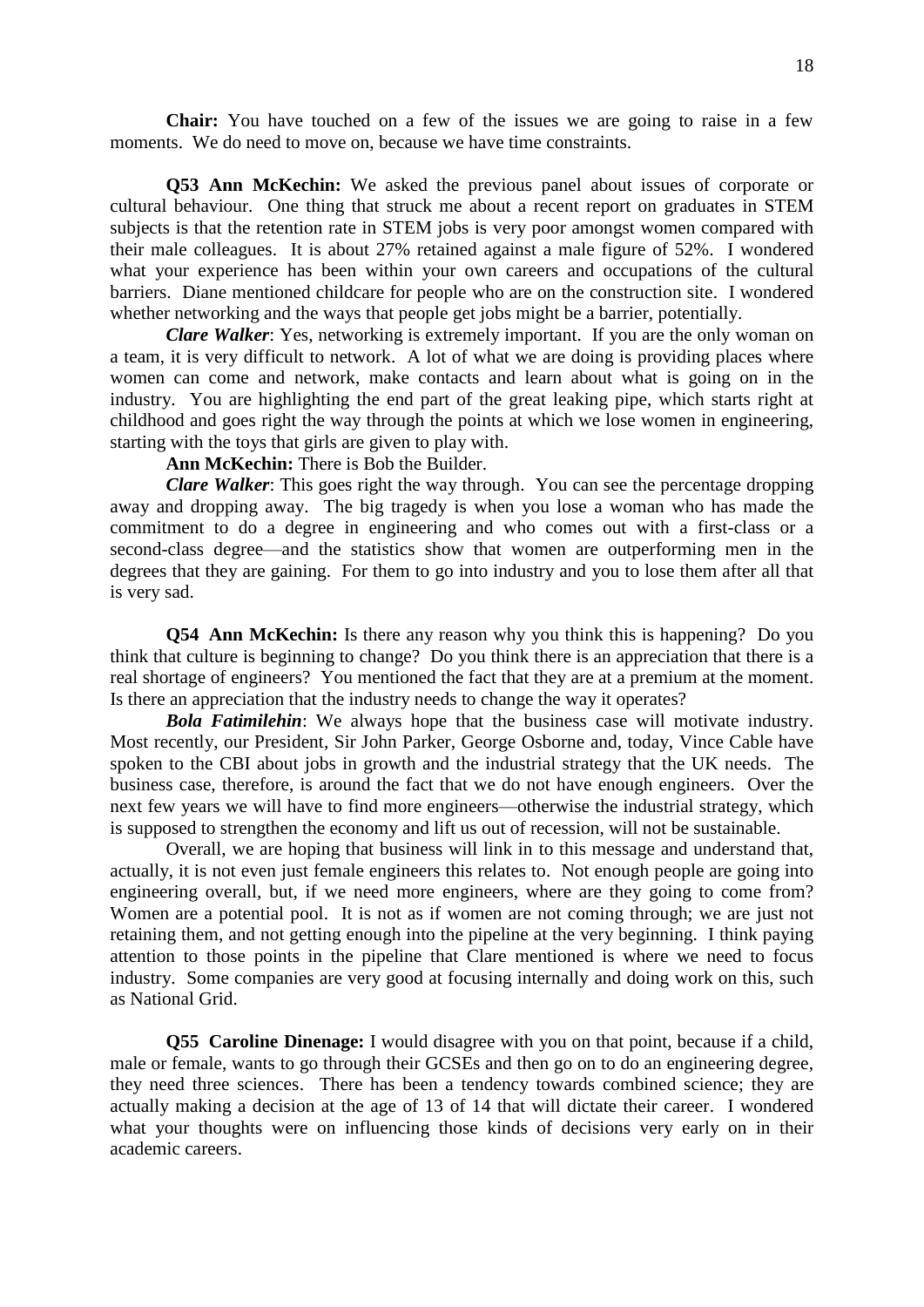**Chair:** You have touched on a few of the issues we are going to raise in a few moments. We do need to move on, because we have time constraints.

**Q53 Ann McKechin:** We asked the previous panel about issues of corporate or cultural behaviour. One thing that struck me about a recent report on graduates in STEM subjects is that the retention rate in STEM jobs is very poor amongst women compared with their male colleagues. It is about 27% retained against a male figure of 52%. I wondered what your experience has been within your own careers and occupations of the cultural barriers. Diane mentioned childcare for people who are on the construction site. I wondered whether networking and the ways that people get jobs might be a barrier, potentially.

***Clare Walker***: Yes, networking is extremely important. If you are the only woman on a team, it is very difficult to network. A lot of what we are doing is providing places where women can come and network, make contacts and learn about what is going on in the industry. You are highlighting the end part of the great leaking pipe, which starts right at childhood and goes right the way through the points at which we lose women in engineering, starting with the toys that girls are given to play with.

**Ann McKechin:** There is Bob the Builder.

***Clare Walker***: This goes right the way through. You can see the percentage dropping away and dropping away. The big tragedy is when you lose a woman who has made the commitment to do a degree in engineering and who comes out with a first-class or a second-class degree—and the statistics show that women are outperforming men in the degrees that they are gaining. For them to go into industry and you to lose them after all that is very sad.

**Q54 Ann McKechin:** Is there any reason why you think this is happening? Do you think that culture is beginning to change? Do you think there is an appreciation that there is a real shortage of engineers? You mentioned the fact that they are at a premium at the moment. Is there an appreciation that the industry needs to change the way it operates?

***Bola Fatimilehin***: We always hope that the business case will motivate industry. Most recently, our President, Sir John Parker, George Osborne and, today, Vince Cable have spoken to the CBI about jobs in growth and the industrial strategy that the UK needs. The business case, therefore, is around the fact that we do not have enough engineers. Over the next few years we will have to find more engineers—otherwise the industrial strategy, which is supposed to strengthen the economy and lift us out of recession, will not be sustainable.

Overall, we are hoping that business will link in to this message and understand that, actually, it is not even just female engineers this relates to. Not enough people are going into engineering overall, but, if we need more engineers, where are they going to come from? Women are a potential pool. It is not as if women are not coming through; we are just not retaining them, and not getting enough into the pipeline at the very beginning. I think paying attention to those points in the pipeline that Clare mentioned is where we need to focus industry. Some companies are very good at focusing internally and doing work on this, such as National Grid.

**Q55 Caroline Dinenage:** I would disagree with you on that point, because if a child, male or female, wants to go through their GCSEs and then go on to do an engineering degree, they need three sciences. There has been a tendency towards combined science; they are actually making a decision at the age of 13 of 14 that will dictate their career. I wondered what your thoughts were on influencing those kinds of decisions very early on in their academic careers.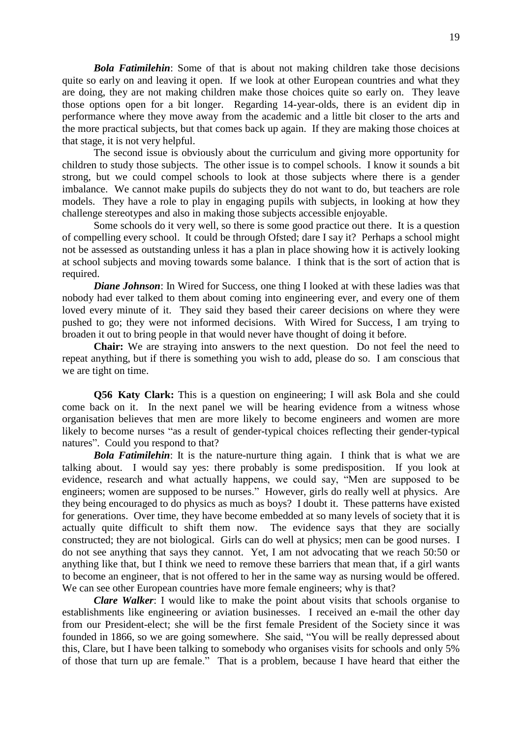***Bola Fatimilehin***: Some of that is about not making children take those decisions quite so early on and leaving it open. If we look at other European countries and what they are doing, they are not making children make those choices quite so early on. They leave those options open for a bit longer. Regarding 14-year-olds, there is an evident dip in performance where they move away from the academic and a little bit closer to the arts and the more practical subjects, but that comes back up again. If they are making those choices at that stage, it is not very helpful.

The second issue is obviously about the curriculum and giving more opportunity for children to study those subjects. The other issue is to compel schools. I know it sounds a bit strong, but we could compel schools to look at those subjects where there is a gender imbalance. We cannot make pupils do subjects they do not want to do, but teachers are role models. They have a role to play in engaging pupils with subjects, in looking at how they challenge stereotypes and also in making those subjects accessible enjoyable.

Some schools do it very well, so there is some good practice out there. It is a question of compelling every school. It could be through Ofsted; dare I say it? Perhaps a school might not be assessed as outstanding unless it has a plan in place showing how it is actively looking at school subjects and moving towards some balance. I think that is the sort of action that is required.

***Diane Johnson***: In Wired for Success, one thing I looked at with these ladies was that nobody had ever talked to them about coming into engineering ever, and every one of them loved every minute of it. They said they based their career decisions on where they were pushed to go; they were not informed decisions. With Wired for Success, I am trying to broaden it out to bring people in that would never have thought of doing it before.

**Chair:** We are straying into answers to the next question. Do not feel the need to repeat anything, but if there is something you wish to add, please do so. I am conscious that we are tight on time.

**Q56 Katy Clark:** This is a question on engineering; I will ask Bola and she could come back on it. In the next panel we will be hearing evidence from a witness whose organisation believes that men are more likely to become engineers and women are more likely to become nurses "as a result of gender-typical choices reflecting their gender-typical natures". Could you respond to that?

***Bola Fatimilehin***: It is the nature-nurture thing again. I think that is what we are talking about. I would say yes: there probably is some predisposition. If you look at evidence, research and what actually happens, we could say, "Men are supposed to be engineers; women are supposed to be nurses." However, girls do really well at physics. Are they being encouraged to do physics as much as boys? I doubt it. These patterns have existed for generations. Over time, they have become embedded at so many levels of society that it is actually quite difficult to shift them now. The evidence says that they are socially constructed; they are not biological. Girls can do well at physics; men can be good nurses. I do not see anything that says they cannot. Yet, I am not advocating that we reach 50:50 or anything like that, but I think we need to remove these barriers that mean that, if a girl wants to become an engineer, that is not offered to her in the same way as nursing would be offered. We can see other European countries have more female engineers; why is that?

***Clare Walker***: I would like to make the point about visits that schools organise to establishments like engineering or aviation businesses. I received an e-mail the other day from our President-elect; she will be the first female President of the Society since it was founded in 1866, so we are going somewhere. She said, "You will be really depressed about this, Clare, but I have been talking to somebody who organises visits for schools and only 5% of those that turn up are female." That is a problem, because I have heard that either the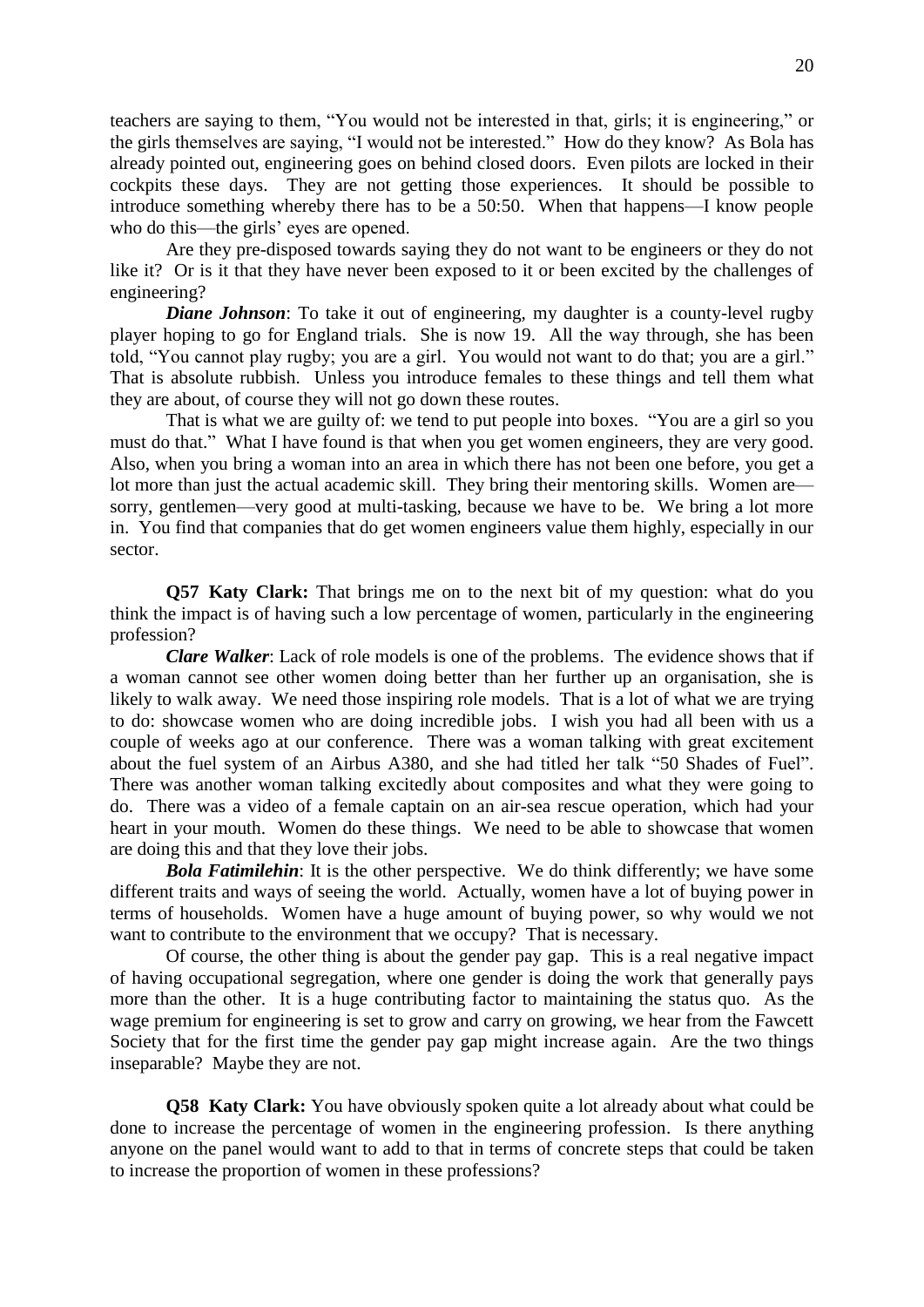teachers are saying to them, “You would not be interested in that, girls; it is engineering,” or the girls themselves are saying, “I would not be interested.” How do they know? As Bola has already pointed out, engineering goes on behind closed doors. Even pilots are locked in their cockpits these days. They are not getting those experiences. It should be possible to introduce something whereby there has to be a 50:50. When that happens—I know people who do this—the girls’ eyes are opened.

Are they pre-disposed towards saying they do not want to be engineers or they do not like it? Or is it that they have never been exposed to it or been excited by the challenges of engineering?

***Diane Johnson***: To take it out of engineering, my daughter is a county-level rugby player hoping to go for England trials. She is now 19. All the way through, she has been told, “You cannot play rugby; you are a girl. You would not want to do that; you are a girl.” That is absolute rubbish. Unless you introduce females to these things and tell them what they are about, of course they will not go down these routes.

That is what we are guilty of: we tend to put people into boxes. “You are a girl so you must do that.” What I have found is that when you get women engineers, they are very good. Also, when you bring a woman into an area in which there has not been one before, you get a lot more than just the actual academic skill. They bring their mentoring skills. Women are—sorry, gentlemen—very good at multi-tasking, because we have to be. We bring a lot more in. You find that companies that do get women engineers value them highly, especially in our sector.

**Q57 Katy Clark:** That brings me on to the next bit of my question: what do you think the impact is of having such a low percentage of women, particularly in the engineering profession?

***Clare Walker***: Lack of role models is one of the problems. The evidence shows that if a woman cannot see other women doing better than her further up an organisation, she is likely to walk away. We need those inspiring role models. That is a lot of what we are trying to do: showcase women who are doing incredible jobs. I wish you had all been with us a couple of weeks ago at our conference. There was a woman talking with great excitement about the fuel system of an Airbus A380, and she had titled her talk “50 Shades of Fuel”. There was another woman talking excitedly about composites and what they were going to do. There was a video of a female captain on an air-sea rescue operation, which had your heart in your mouth. Women do these things. We need to be able to showcase that women are doing this and that they love their jobs.

***Bola Fatimilehin***: It is the other perspective. We do think differently; we have some different traits and ways of seeing the world. Actually, women have a lot of buying power in terms of households. Women have a huge amount of buying power, so why would we not want to contribute to the environment that we occupy? That is necessary.

Of course, the other thing is about the gender pay gap. This is a real negative impact of having occupational segregation, where one gender is doing the work that generally pays more than the other. It is a huge contributing factor to maintaining the status quo. As the wage premium for engineering is set to grow and carry on growing, we hear from the Fawcett Society that for the first time the gender pay gap might increase again. Are the two things inseparable? Maybe they are not.

**Q58 Katy Clark:** You have obviously spoken quite a lot already about what could be done to increase the percentage of women in the engineering profession. Is there anything anyone on the panel would want to add to that in terms of concrete steps that could be taken to increase the proportion of women in these professions?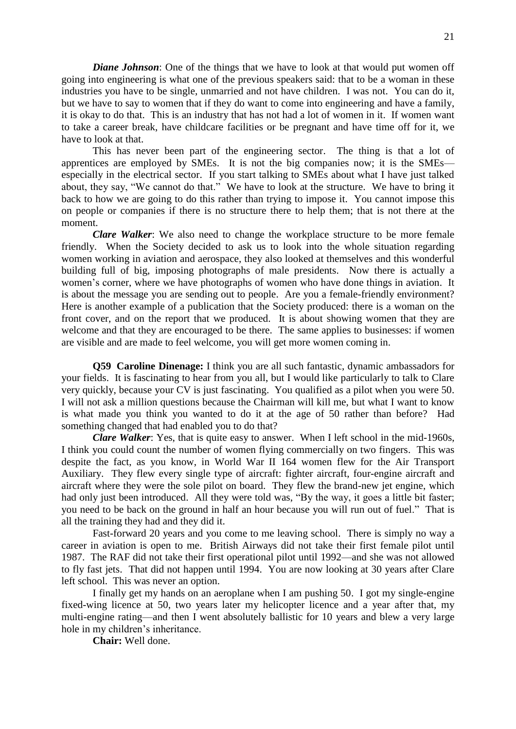***Diane Johnson***: One of the things that we have to look at that would put women off going into engineering is what one of the previous speakers said: that to be a woman in these industries you have to be single, unmarried and not have children. I was not. You can do it, but we have to say to women that if they do want to come into engineering and have a family, it is okay to do that. This is an industry that has not had a lot of women in it. If women want to take a career break, have childcare facilities or be pregnant and have time off for it, we have to look at that.

This has never been part of the engineering sector. The thing is that a lot of apprentices are employed by SMEs. It is not the big companies now; it is the SMEs—especially in the electrical sector. If you start talking to SMEs about what I have just talked about, they say, "We cannot do that." We have to look at the structure. We have to bring it back to how we are going to do this rather than trying to impose it. You cannot impose this on people or companies if there is no structure there to help them; that is not there at the moment.

***Clare Walker***: We also need to change the workplace structure to be more female friendly. When the Society decided to ask us to look into the whole situation regarding women working in aviation and aerospace, they also looked at themselves and this wonderful building full of big, imposing photographs of male presidents. Now there is actually a women's corner, where we have photographs of women who have done things in aviation. It is about the message you are sending out to people. Are you a female-friendly environment? Here is another example of a publication that the Society produced: there is a woman on the front cover, and on the report that we produced. It is about showing women that they are welcome and that they are encouraged to be there. The same applies to businesses: if women are visible and are made to feel welcome, you will get more women coming in.

**Q59 Caroline Dinenage:** I think you are all such fantastic, dynamic ambassadors for your fields. It is fascinating to hear from you all, but I would like particularly to talk to Clare very quickly, because your CV is just fascinating. You qualified as a pilot when you were 50. I will not ask a million questions because the Chairman will kill me, but what I want to know is what made you think you wanted to do it at the age of 50 rather than before? Had something changed that had enabled you to do that?

***Clare Walker***: Yes, that is quite easy to answer. When I left school in the mid-1960s, I think you could count the number of women flying commercially on two fingers. This was despite the fact, as you know, in World War II 164 women flew for the Air Transport Auxiliary. They flew every single type of aircraft: fighter aircraft, four-engine aircraft and aircraft where they were the sole pilot on board. They flew the brand-new jet engine, which had only just been introduced. All they were told was, "By the way, it goes a little bit faster; you need to be back on the ground in half an hour because you will run out of fuel." That is all the training they had and they did it.

Fast-forward 20 years and you come to me leaving school. There is simply no way a career in aviation is open to me. British Airways did not take their first female pilot until 1987. The RAF did not take their first operational pilot until 1992—and she was not allowed to fly fast jets. That did not happen until 1994. You are now looking at 30 years after Clare left school. This was never an option.

I finally get my hands on an aeroplane when I am pushing 50. I got my single-engine fixed-wing licence at 50, two years later my helicopter licence and a year after that, my multi-engine rating—and then I went absolutely ballistic for 10 years and blew a very large hole in my children's inheritance.

**Chair:** Well done.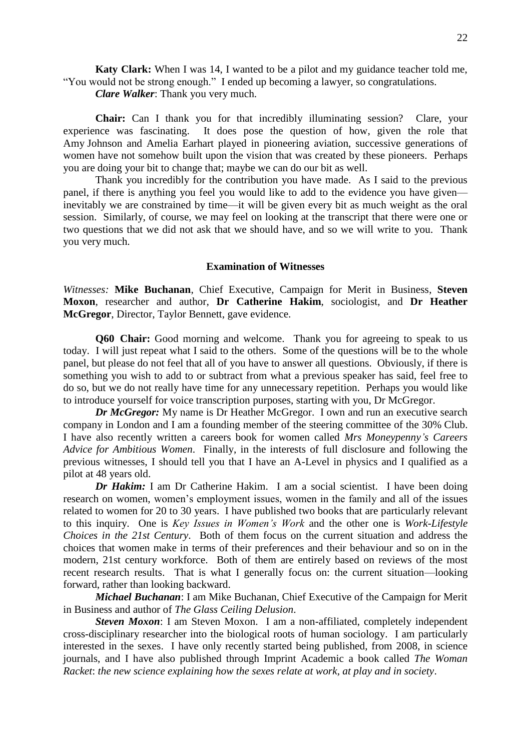**Katy Clark:** When I was 14, I wanted to be a pilot and my guidance teacher told me, "You would not be strong enough." I ended up becoming a lawyer, so congratulations.

***Clare Walker***: Thank you very much.

**Chair:** Can I thank you for that incredibly illuminating session? Clare, your experience was fascinating. It does pose the question of how, given the role that Amy Johnson and Amelia Earhart played in pioneering aviation, successive generations of women have not somehow built upon the vision that was created by these pioneers. Perhaps you are doing your bit to change that; maybe we can do our bit as well.

Thank you incredibly for the contribution you have made. As I said to the previous panel, if there is anything you feel you would like to add to the evidence you have given—inevitably we are constrained by time—it will be given every bit as much weight as the oral session. Similarly, of course, we may feel on looking at the transcript that there were one or two questions that we did not ask that we should have, and so we will write to you. Thank you very much.

## Examination of Witnesses

*Witnesses:* **Mike Buchanan**, Chief Executive, Campaign for Merit in Business, **Steven Moxon**, researcher and author, **Dr Catherine Hakim**, sociologist, and **Dr Heather McGregor**, Director, Taylor Bennett, gave evidence.

**Q60 Chair:** Good morning and welcome. Thank you for agreeing to speak to us today. I will just repeat what I said to the others. Some of the questions will be to the whole panel, but please do not feel that all of you have to answer all questions. Obviously, if there is something you wish to add to or subtract from what a previous speaker has said, feel free to do so, but we do not really have time for any unnecessary repetition. Perhaps you would like to introduce yourself for voice transcription purposes, starting with you, Dr McGregor.

***Dr McGregor:*** My name is Dr Heather McGregor. I own and run an executive search company in London and I am a founding member of the steering committee of the 30% Club. I have also recently written a careers book for women called *Mrs Moneypenny's Careers Advice for Ambitious Women*. Finally, in the interests of full disclosure and following the previous witnesses, I should tell you that I have an A-Level in physics and I qualified as a pilot at 48 years old.

***Dr Hakim:*** I am Dr Catherine Hakim. I am a social scientist. I have been doing research on women, women's employment issues, women in the family and all of the issues related to women for 20 to 30 years. I have published two books that are particularly relevant to this inquiry. One is *Key Issues in Women's Work* and the other one is *Work-Lifestyle Choices in the 21st Century*. Both of them focus on the current situation and address the choices that women make in terms of their preferences and their behaviour and so on in the modern, 21st century workforce. Both of them are entirely based on reviews of the most recent research results. That is what I generally focus on: the current situation—looking forward, rather than looking backward.

***Michael Buchanan***: I am Mike Buchanan, Chief Executive of the Campaign for Merit in Business and author of *The Glass Ceiling Delusion*.

***Steven Moxon***: I am Steven Moxon. I am a non-affiliated, completely independent cross-disciplinary researcher into the biological roots of human sociology. I am particularly interested in the sexes. I have only recently started being published, from 2008, in science journals, and I have also published through Imprint Academic a book called *The Woman Racket*: *the new science explaining how the sexes relate at work, at play and in society*.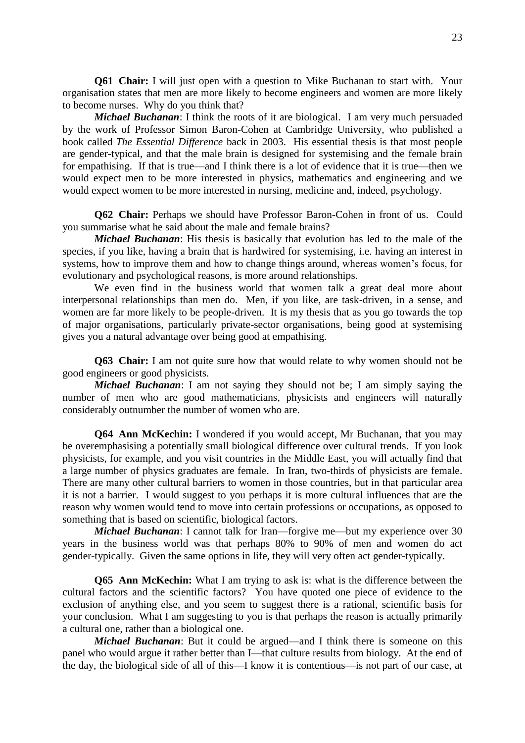**Q61 Chair:** I will just open with a question to Mike Buchanan to start with. Your organisation states that men are more likely to become engineers and women are more likely to become nurses. Why do you think that?

***Michael Buchanan***: I think the roots of it are biological. I am very much persuaded by the work of Professor Simon Baron-Cohen at Cambridge University, who published a book called *The Essential Difference* back in 2003. His essential thesis is that most people are gender-typical, and that the male brain is designed for systemising and the female brain for empathising. If that is true—and I think there is a lot of evidence that it is true—then we would expect men to be more interested in physics, mathematics and engineering and we would expect women to be more interested in nursing, medicine and, indeed, psychology.

**Q62 Chair:** Perhaps we should have Professor Baron-Cohen in front of us. Could you summarise what he said about the male and female brains?

***Michael Buchanan***: His thesis is basically that evolution has led to the male of the species, if you like, having a brain that is hardwired for systemising, i.e. having an interest in systems, how to improve them and how to change things around, whereas women's focus, for evolutionary and psychological reasons, is more around relationships.

We even find in the business world that women talk a great deal more about interpersonal relationships than men do. Men, if you like, are task-driven, in a sense, and women are far more likely to be people-driven. It is my thesis that as you go towards the top of major organisations, particularly private-sector organisations, being good at systemising gives you a natural advantage over being good at empathising.

**Q63 Chair:** I am not quite sure how that would relate to why women should not be good engineers or good physicists.

***Michael Buchanan***: I am not saying they should not be; I am simply saying the number of men who are good mathematicians, physicists and engineers will naturally considerably outnumber the number of women who are.

**Q64 Ann McKechin:** I wondered if you would accept, Mr Buchanan, that you may be overemphasising a potentially small biological difference over cultural trends. If you look physicists, for example, and you visit countries in the Middle East, you will actually find that a large number of physics graduates are female. In Iran, two-thirds of physicists are female. There are many other cultural barriers to women in those countries, but in that particular area it is not a barrier. I would suggest to you perhaps it is more cultural influences that are the reason why women would tend to move into certain professions or occupations, as opposed to something that is based on scientific, biological factors.

***Michael Buchanan***: I cannot talk for Iran—forgive me—but my experience over 30 years in the business world was that perhaps 80% to 90% of men and women do act gender-typically. Given the same options in life, they will very often act gender-typically.

**Q65 Ann McKechin:** What I am trying to ask is: what is the difference between the cultural factors and the scientific factors? You have quoted one piece of evidence to the exclusion of anything else, and you seem to suggest there is a rational, scientific basis for your conclusion. What I am suggesting to you is that perhaps the reason is actually primarily a cultural one, rather than a biological one.

***Michael Buchanan***: But it could be argued—and I think there is someone on this panel who would argue it rather better than I—that culture results from biology. At the end of the day, the biological side of all of this—I know it is contentious—is not part of our case, at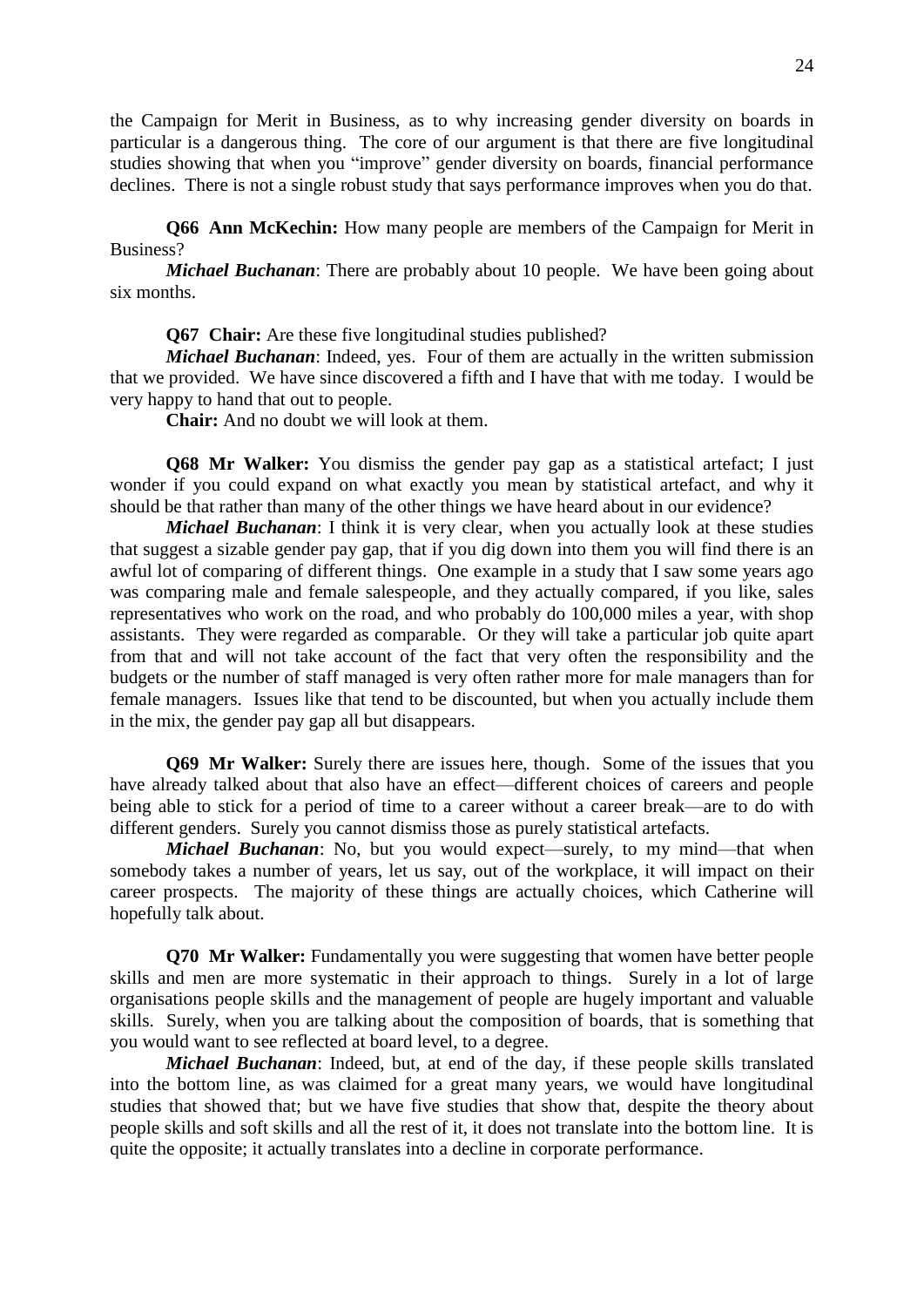the Campaign for Merit in Business, as to why increasing gender diversity on boards in particular is a dangerous thing. The core of our argument is that there are five longitudinal studies showing that when you "improve" gender diversity on boards, financial performance declines. There is not a single robust study that says performance improves when you do that.

**Q66 Ann McKechin:** How many people are members of the Campaign for Merit in Business?

***Michael Buchanan***: There are probably about 10 people. We have been going about six months.

**Q67 Chair:** Are these five longitudinal studies published?

***Michael Buchanan***: Indeed, yes. Four of them are actually in the written submission that we provided. We have since discovered a fifth and I have that with me today. I would be very happy to hand that out to people.

**Chair:** And no doubt we will look at them.

**Q68 Mr Walker:** You dismiss the gender pay gap as a statistical artefact; I just wonder if you could expand on what exactly you mean by statistical artefact, and why it should be that rather than many of the other things we have heard about in our evidence?

***Michael Buchanan***: I think it is very clear, when you actually look at these studies that suggest a sizable gender pay gap, that if you dig down into them you will find there is an awful lot of comparing of different things. One example in a study that I saw some years ago was comparing male and female salespeople, and they actually compared, if you like, sales representatives who work on the road, and who probably do 100,000 miles a year, with shop assistants. They were regarded as comparable. Or they will take a particular job quite apart from that and will not take account of the fact that very often the responsibility and the budgets or the number of staff managed is very often rather more for male managers than for female managers. Issues like that tend to be discounted, but when you actually include them in the mix, the gender pay gap all but disappears.

**Q69 Mr Walker:** Surely there are issues here, though. Some of the issues that you have already talked about that also have an effect—different choices of careers and people being able to stick for a period of time to a career without a career break—are to do with different genders. Surely you cannot dismiss those as purely statistical artefacts.

***Michael Buchanan***: No, but you would expect—surely, to my mind—that when somebody takes a number of years, let us say, out of the workplace, it will impact on their career prospects. The majority of these things are actually choices, which Catherine will hopefully talk about.

**Q70 Mr Walker:** Fundamentally you were suggesting that women have better people skills and men are more systematic in their approach to things. Surely in a lot of large organisations people skills and the management of people are hugely important and valuable skills. Surely, when you are talking about the composition of boards, that is something that you would want to see reflected at board level, to a degree.

***Michael Buchanan***: Indeed, but, at end of the day, if these people skills translated into the bottom line, as was claimed for a great many years, we would have longitudinal studies that showed that; but we have five studies that show that, despite the theory about people skills and soft skills and all the rest of it, it does not translate into the bottom line. It is quite the opposite; it actually translates into a decline in corporate performance.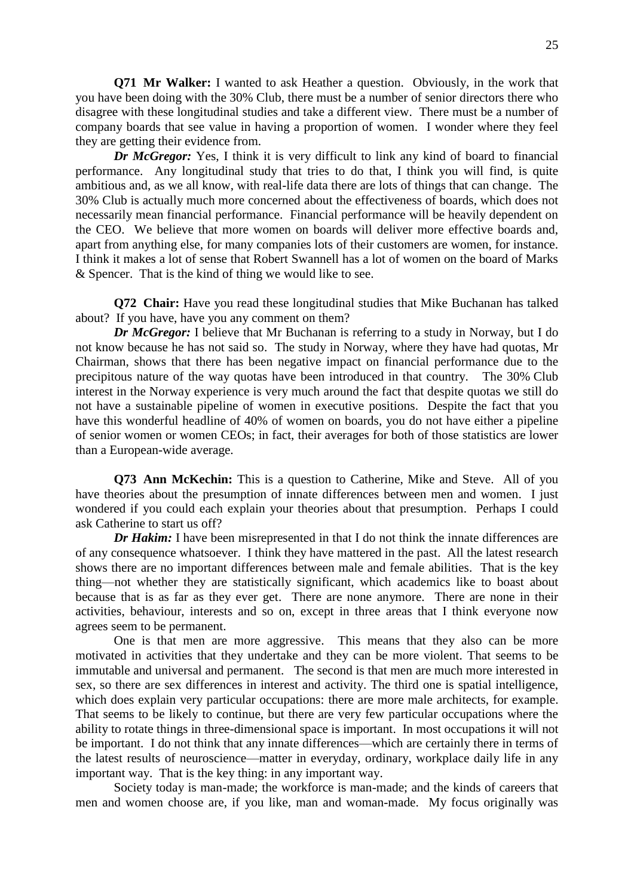**Q71 Mr Walker:** I wanted to ask Heather a question. Obviously, in the work that you have been doing with the 30% Club, there must be a number of senior directors there who disagree with these longitudinal studies and take a different view. There must be a number of company boards that see value in having a proportion of women. I wonder where they feel they are getting their evidence from.

***Dr McGregor:*** Yes, I think it is very difficult to link any kind of board to financial performance. Any longitudinal study that tries to do that, I think you will find, is quite ambitious and, as we all know, with real-life data there are lots of things that can change. The 30% Club is actually much more concerned about the effectiveness of boards, which does not necessarily mean financial performance. Financial performance will be heavily dependent on the CEO. We believe that more women on boards will deliver more effective boards and, apart from anything else, for many companies lots of their customers are women, for instance. I think it makes a lot of sense that Robert Swannell has a lot of women on the board of Marks & Spencer. That is the kind of thing we would like to see.

**Q72 Chair:** Have you read these longitudinal studies that Mike Buchanan has talked about? If you have, have you any comment on them?

***Dr McGregor:*** I believe that Mr Buchanan is referring to a study in Norway, but I do not know because he has not said so. The study in Norway, where they have had quotas, Mr Chairman, shows that there has been negative impact on financial performance due to the precipitous nature of the way quotas have been introduced in that country. The 30% Club interest in the Norway experience is very much around the fact that despite quotas we still do not have a sustainable pipeline of women in executive positions. Despite the fact that you have this wonderful headline of 40% of women on boards, you do not have either a pipeline of senior women or women CEOs; in fact, their averages for both of those statistics are lower than a European-wide average.

**Q73 Ann McKechin:** This is a question to Catherine, Mike and Steve. All of you have theories about the presumption of innate differences between men and women. I just wondered if you could each explain your theories about that presumption. Perhaps I could ask Catherine to start us off?

***Dr Hakim:*** I have been misrepresented in that I do not think the innate differences are of any consequence whatsoever. I think they have mattered in the past. All the latest research shows there are no important differences between male and female abilities. That is the key thing—not whether they are statistically significant, which academics like to boast about because that is as far as they ever get. There are none anymore. There are none in their activities, behaviour, interests and so on, except in three areas that I think everyone now agrees seem to be permanent.

One is that men are more aggressive. This means that they also can be more motivated in activities that they undertake and they can be more violent. That seems to be immutable and universal and permanent. The second is that men are much more interested in sex, so there are sex differences in interest and activity. The third one is spatial intelligence, which does explain very particular occupations: there are more male architects, for example. That seems to be likely to continue, but there are very few particular occupations where the ability to rotate things in three-dimensional space is important. In most occupations it will not be important. I do not think that any innate differences—which are certainly there in terms of the latest results of neuroscience—matter in everyday, ordinary, workplace daily life in any important way. That is the key thing: in any important way.

Society today is man-made; the workforce is man-made; and the kinds of careers that men and women choose are, if you like, man and woman-made. My focus originally was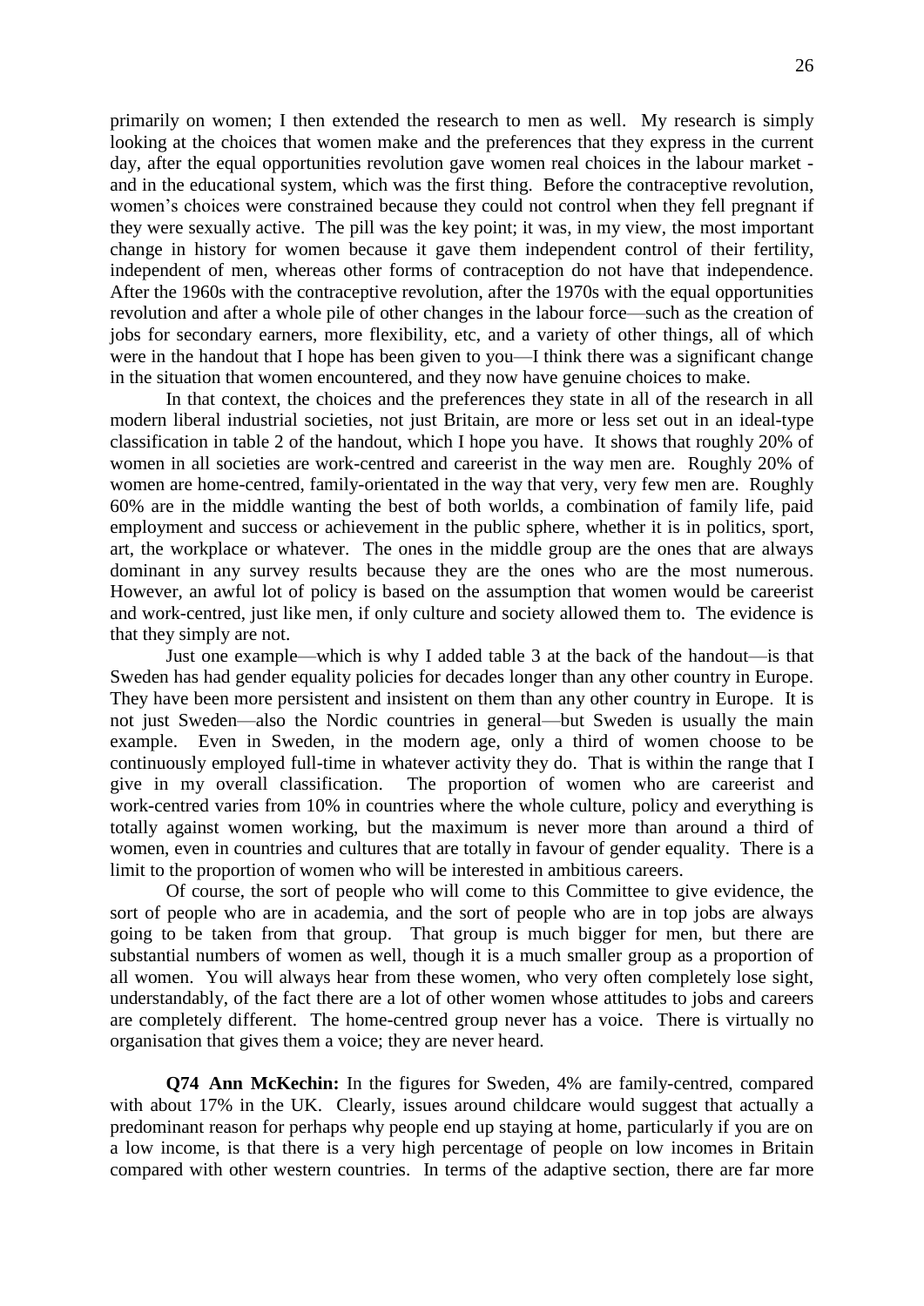primarily on women; I then extended the research to men as well. My research is simply looking at the choices that women make and the preferences that they express in the current day, after the equal opportunities revolution gave women real choices in the labour market - and in the educational system, which was the first thing. Before the contraceptive revolution, women's choices were constrained because they could not control when they fell pregnant if they were sexually active. The pill was the key point; it was, in my view, the most important change in history for women because it gave them independent control of their fertility, independent of men, whereas other forms of contraception do not have that independence. After the 1960s with the contraceptive revolution, after the 1970s with the equal opportunities revolution and after a whole pile of other changes in the labour force—such as the creation of jobs for secondary earners, more flexibility, etc, and a variety of other things, all of which were in the handout that I hope has been given to you—I think there was a significant change in the situation that women encountered, and they now have genuine choices to make.

In that context, the choices and the preferences they state in all of the research in all modern liberal industrial societies, not just Britain, are more or less set out in an ideal-type classification in table 2 of the handout, which I hope you have. It shows that roughly 20% of women in all societies are work-centred and careerist in the way men are. Roughly 20% of women are home-centred, family-orientated in the way that very, very few men are. Roughly 60% are in the middle wanting the best of both worlds, a combination of family life, paid employment and success or achievement in the public sphere, whether it is in politics, sport, art, the workplace or whatever. The ones in the middle group are the ones that are always dominant in any survey results because they are the ones who are the most numerous. However, an awful lot of policy is based on the assumption that women would be careerist and work-centred, just like men, if only culture and society allowed them to. The evidence is that they simply are not.

Just one example—which is why I added table 3 at the back of the handout—is that Sweden has had gender equality policies for decades longer than any other country in Europe. They have been more persistent and insistent on them than any other country in Europe. It is not just Sweden—also the Nordic countries in general—but Sweden is usually the main example. Even in Sweden, in the modern age, only a third of women choose to be continuously employed full-time in whatever activity they do. That is within the range that I give in my overall classification. The proportion of women who are careerist and work-centred varies from 10% in countries where the whole culture, policy and everything is totally against women working, but the maximum is never more than around a third of women, even in countries and cultures that are totally in favour of gender equality. There is a limit to the proportion of women who will be interested in ambitious careers.

Of course, the sort of people who will come to this Committee to give evidence, the sort of people who are in academia, and the sort of people who are in top jobs are always going to be taken from that group. That group is much bigger for men, but there are substantial numbers of women as well, though it is a much smaller group as a proportion of all women. You will always hear from these women, who very often completely lose sight, understandably, of the fact there are a lot of other women whose attitudes to jobs and careers are completely different. The home-centred group never has a voice. There is virtually no organisation that gives them a voice; they are never heard.

**Q74 Ann McKechin:** In the figures for Sweden, 4% are family-centred, compared with about 17% in the UK. Clearly, issues around childcare would suggest that actually a predominant reason for perhaps why people end up staying at home, particularly if you are on a low income, is that there is a very high percentage of people on low incomes in Britain compared with other western countries. In terms of the adaptive section, there are far more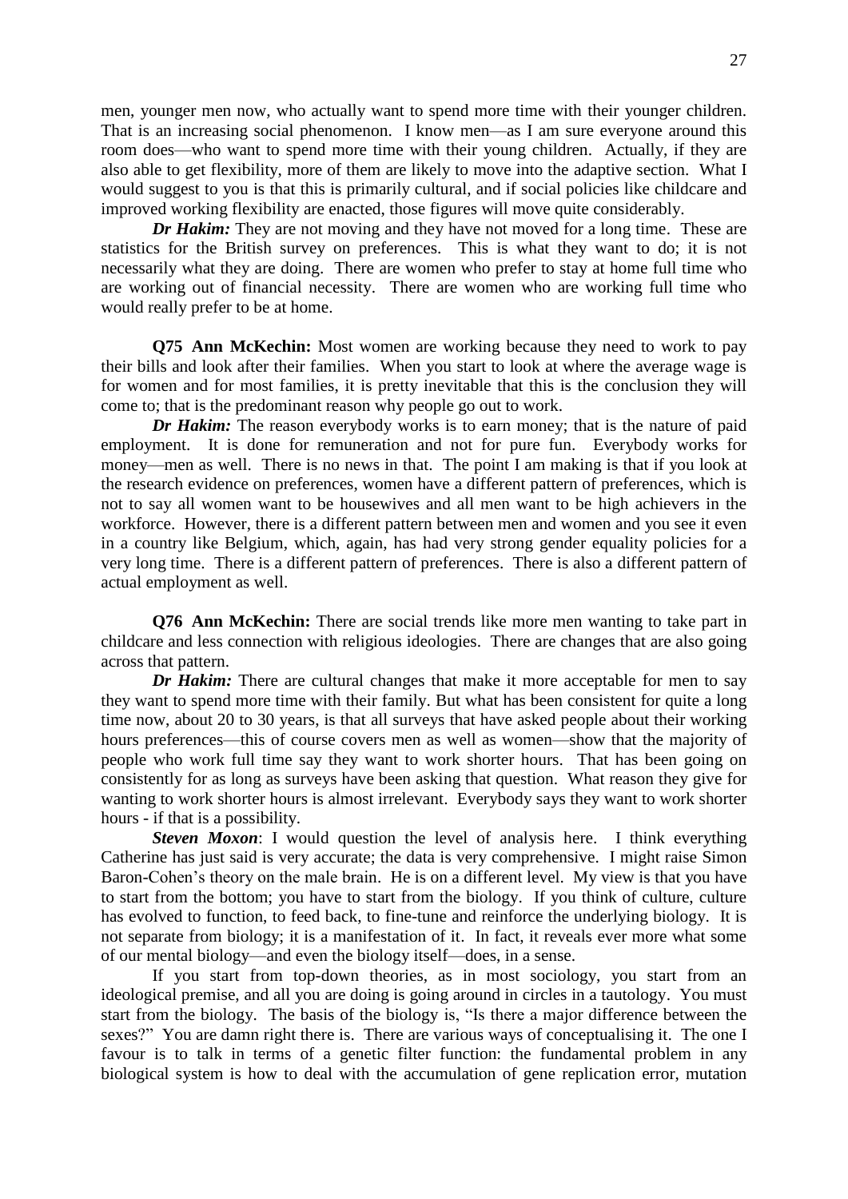men, younger men now, who actually want to spend more time with their younger children. That is an increasing social phenomenon. I know men—as I am sure everyone around this room does—who want to spend more time with their young children. Actually, if they are also able to get flexibility, more of them are likely to move into the adaptive section. What I would suggest to you is that this is primarily cultural, and if social policies like childcare and improved working flexibility are enacted, those figures will move quite considerably.

***Dr Hakim:*** They are not moving and they have not moved for a long time. These are statistics for the British survey on preferences. This is what they want to do; it is not necessarily what they are doing. There are women who prefer to stay at home full time who are working out of financial necessity. There are women who are working full time who would really prefer to be at home.

**Q75 Ann McKechin:** Most women are working because they need to work to pay their bills and look after their families. When you start to look at where the average wage is for women and for most families, it is pretty inevitable that this is the conclusion they will come to; that is the predominant reason why people go out to work.

***Dr Hakim:*** The reason everybody works is to earn money; that is the nature of paid employment. It is done for remuneration and not for pure fun. Everybody works for money—men as well. There is no news in that. The point I am making is that if you look at the research evidence on preferences, women have a different pattern of preferences, which is not to say all women want to be housewives and all men want to be high achievers in the workforce. However, there is a different pattern between men and women and you see it even in a country like Belgium, which, again, has had very strong gender equality policies for a very long time. There is a different pattern of preferences. There is also a different pattern of actual employment as well.

**Q76 Ann McKechin:** There are social trends like more men wanting to take part in childcare and less connection with religious ideologies. There are changes that are also going across that pattern.

***Dr Hakim:*** There are cultural changes that make it more acceptable for men to say they want to spend more time with their family. But what has been consistent for quite a long time now, about 20 to 30 years, is that all surveys that have asked people about their working hours preferences—this of course covers men as well as women—show that the majority of people who work full time say they want to work shorter hours. That has been going on consistently for as long as surveys have been asking that question. What reason they give for wanting to work shorter hours is almost irrelevant. Everybody says they want to work shorter hours - if that is a possibility.

***Steven Moxon***: I would question the level of analysis here. I think everything Catherine has just said is very accurate; the data is very comprehensive. I might raise Simon Baron-Cohen's theory on the male brain. He is on a different level. My view is that you have to start from the bottom; you have to start from the biology. If you think of culture, culture has evolved to function, to feed back, to fine-tune and reinforce the underlying biology. It is not separate from biology; it is a manifestation of it. In fact, it reveals ever more what some of our mental biology—and even the biology itself—does, in a sense.

If you start from top-down theories, as in most sociology, you start from an ideological premise, and all you are doing is going around in circles in a tautology. You must start from the biology. The basis of the biology is, "Is there a major difference between the sexes?" You are damn right there is. There are various ways of conceptualising it. The one I favour is to talk in terms of a genetic filter function: the fundamental problem in any biological system is how to deal with the accumulation of gene replication error, mutation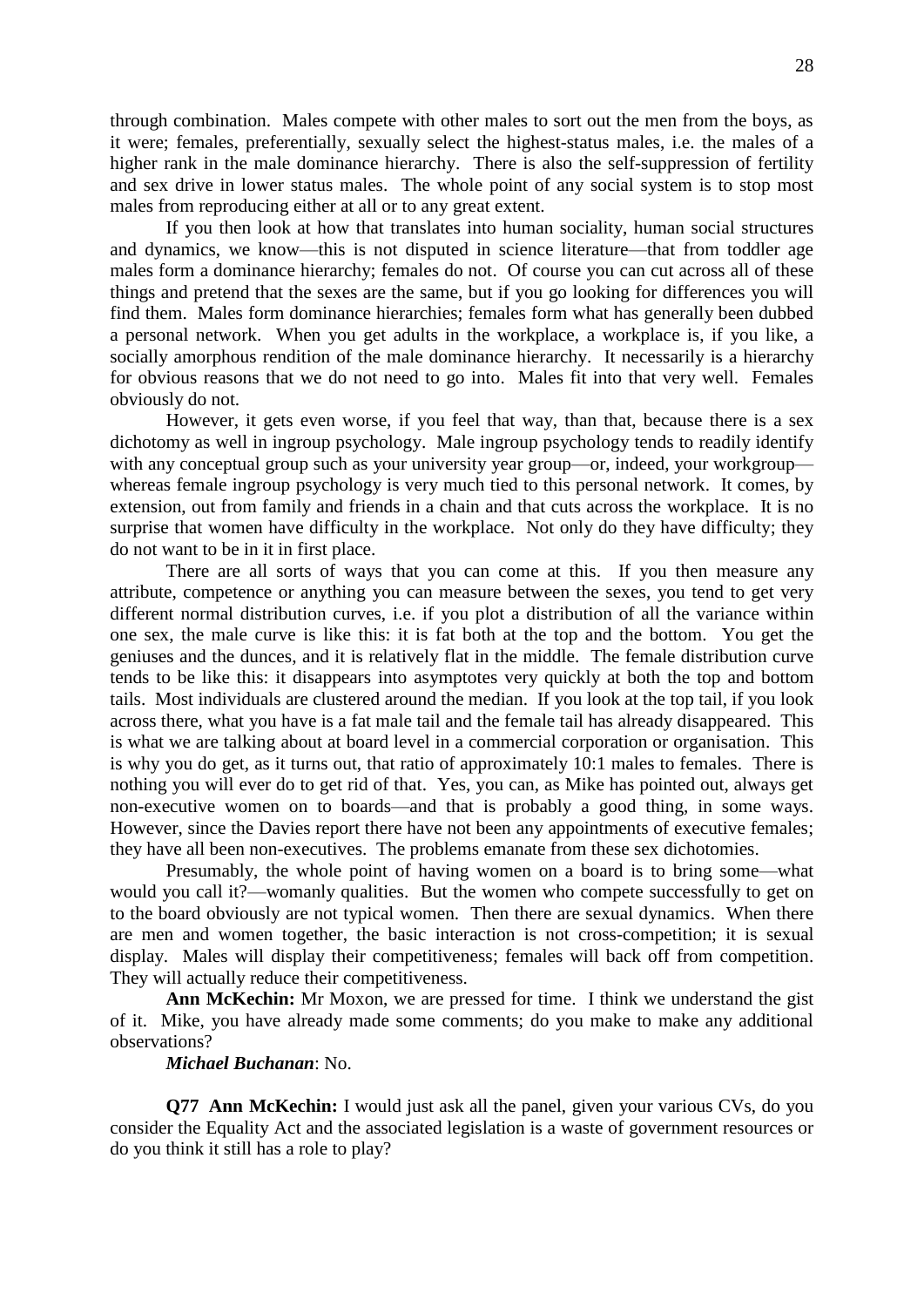through combination. Males compete with other males to sort out the men from the boys, as it were; females, preferentially, sexually select the highest-status males, i.e. the males of a higher rank in the male dominance hierarchy. There is also the self-suppression of fertility and sex drive in lower status males. The whole point of any social system is to stop most males from reproducing either at all or to any great extent.

If you then look at how that translates into human sociality, human social structures and dynamics, we know—this is not disputed in science literature—that from toddler age males form a dominance hierarchy; females do not. Of course you can cut across all of these things and pretend that the sexes are the same, but if you go looking for differences you will find them. Males form dominance hierarchies; females form what has generally been dubbed a personal network. When you get adults in the workplace, a workplace is, if you like, a socially amorphous rendition of the male dominance hierarchy. It necessarily is a hierarchy for obvious reasons that we do not need to go into. Males fit into that very well. Females obviously do not.

However, it gets even worse, if you feel that way, than that, because there is a sex dichotomy as well in ingroup psychology. Male ingroup psychology tends to readily identify with any conceptual group such as your university year group—or, indeed, your workgroup—whereas female ingroup psychology is very much tied to this personal network. It comes, by extension, out from family and friends in a chain and that cuts across the workplace. It is no surprise that women have difficulty in the workplace. Not only do they have difficulty; they do not want to be in it in first place.

There are all sorts of ways that you can come at this. If you then measure any attribute, competence or anything you can measure between the sexes, you tend to get very different normal distribution curves, i.e. if you plot a distribution of all the variance within one sex, the male curve is like this: it is fat both at the top and the bottom. You get the geniuses and the dunces, and it is relatively flat in the middle. The female distribution curve tends to be like this: it disappears into asymptotes very quickly at both the top and bottom tails. Most individuals are clustered around the median. If you look at the top tail, if you look across there, what you have is a fat male tail and the female tail has already disappeared. This is what we are talking about at board level in a commercial corporation or organisation. This is why you do get, as it turns out, that ratio of approximately 10:1 males to females. There is nothing you will ever do to get rid of that. Yes, you can, as Mike has pointed out, always get non-executive women on to boards—and that is probably a good thing, in some ways. However, since the Davies report there have not been any appointments of executive females; they have all been non-executives. The problems emanate from these sex dichotomies.

Presumably, the whole point of having women on a board is to bring some—what would you call it?—womanly qualities. But the women who compete successfully to get on to the board obviously are not typical women. Then there are sexual dynamics. When there are men and women together, the basic interaction is not cross-competition; it is sexual display. Males will display their competitiveness; females will back off from competition. They will actually reduce their competitiveness.

**Ann McKechin:** Mr Moxon, we are pressed for time. I think we understand the gist of it. Mike, you have already made some comments; do you make to make any additional observations?

***Michael Buchanan***: No.

**Q77 Ann McKechin:** I would just ask all the panel, given your various CVs, do you consider the Equality Act and the associated legislation is a waste of government resources or do you think it still has a role to play?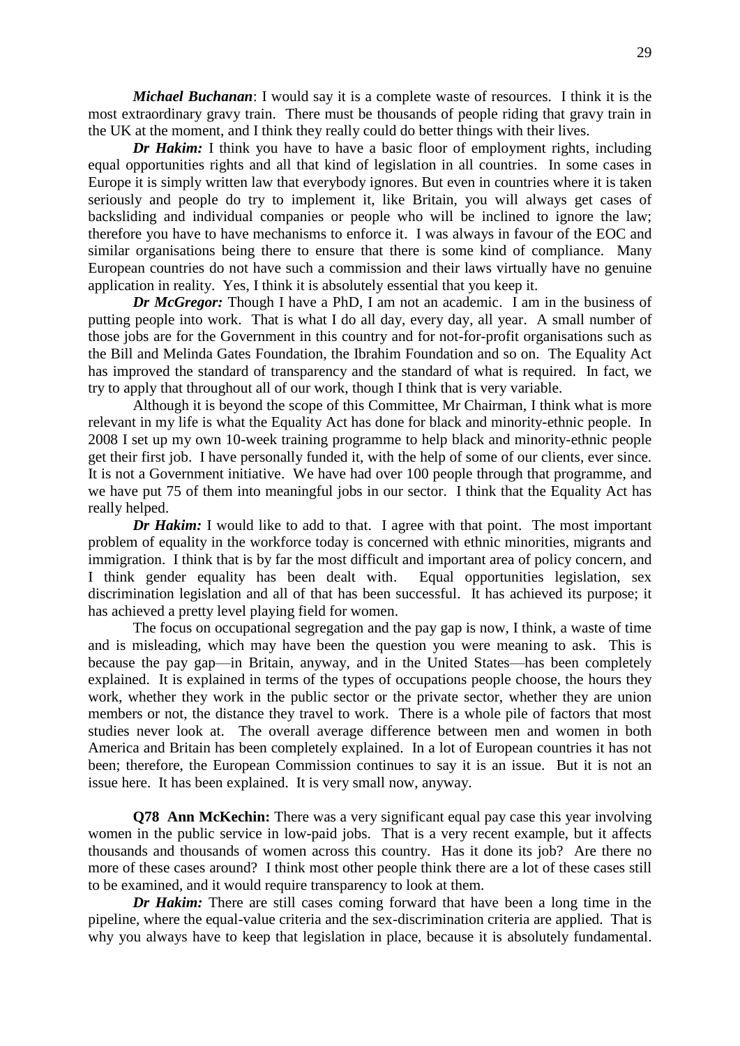***Michael Buchanan***: I would say it is a complete waste of resources. I think it is the most extraordinary gravy train. There must be thousands of people riding that gravy train in the UK at the moment, and I think they really could do better things with their lives.

***Dr Hakim:*** I think you have to have a basic floor of employment rights, including equal opportunities rights and all that kind of legislation in all countries. In some cases in Europe it is simply written law that everybody ignores. But even in countries where it is taken seriously and people do try to implement it, like Britain, you will always get cases of backsliding and individual companies or people who will be inclined to ignore the law; therefore you have to have mechanisms to enforce it. I was always in favour of the EOC and similar organisations being there to ensure that there is some kind of compliance. Many European countries do not have such a commission and their laws virtually have no genuine application in reality. Yes, I think it is absolutely essential that you keep it.

***Dr McGregor:*** Though I have a PhD, I am not an academic. I am in the business of putting people into work. That is what I do all day, every day, all year. A small number of those jobs are for the Government in this country and for not-for-profit organisations such as the Bill and Melinda Gates Foundation, the Ibrahim Foundation and so on. The Equality Act has improved the standard of transparency and the standard of what is required. In fact, we try to apply that throughout all of our work, though I think that is very variable.

Although it is beyond the scope of this Committee, Mr Chairman, I think what is more relevant in my life is what the Equality Act has done for black and minority-ethnic people. In 2008 I set up my own 10-week training programme to help black and minority-ethnic people get their first job. I have personally funded it, with the help of some of our clients, ever since. It is not a Government initiative. We have had over 100 people through that programme, and we have put 75 of them into meaningful jobs in our sector. I think that the Equality Act has really helped.

***Dr Hakim:*** I would like to add to that. I agree with that point. The most important problem of equality in the workforce today is concerned with ethnic minorities, migrants and immigration. I think that is by far the most difficult and important area of policy concern, and I think gender equality has been dealt with. Equal opportunities legislation, sex discrimination legislation and all of that has been successful. It has achieved its purpose; it has achieved a pretty level playing field for women.

The focus on occupational segregation and the pay gap is now, I think, a waste of time and is misleading, which may have been the question you were meaning to ask. This is because the pay gap—in Britain, anyway, and in the United States—has been completely explained. It is explained in terms of the types of occupations people choose, the hours they work, whether they work in the public sector or the private sector, whether they are union members or not, the distance they travel to work. There is a whole pile of factors that most studies never look at. The overall average difference between men and women in both America and Britain has been completely explained. In a lot of European countries it has not been; therefore, the European Commission continues to say it is an issue. But it is not an issue here. It has been explained. It is very small now, anyway.

**Q78 Ann McKechin:** There was a very significant equal pay case this year involving women in the public service in low-paid jobs. That is a very recent example, but it affects thousands and thousands of women across this country. Has it done its job? Are there no more of these cases around? I think most other people think there are a lot of these cases still to be examined, and it would require transparency to look at them.

***Dr Hakim:*** There are still cases coming forward that have been a long time in the pipeline, where the equal-value criteria and the sex-discrimination criteria are applied. That is why you always have to keep that legislation in place, because it is absolutely fundamental.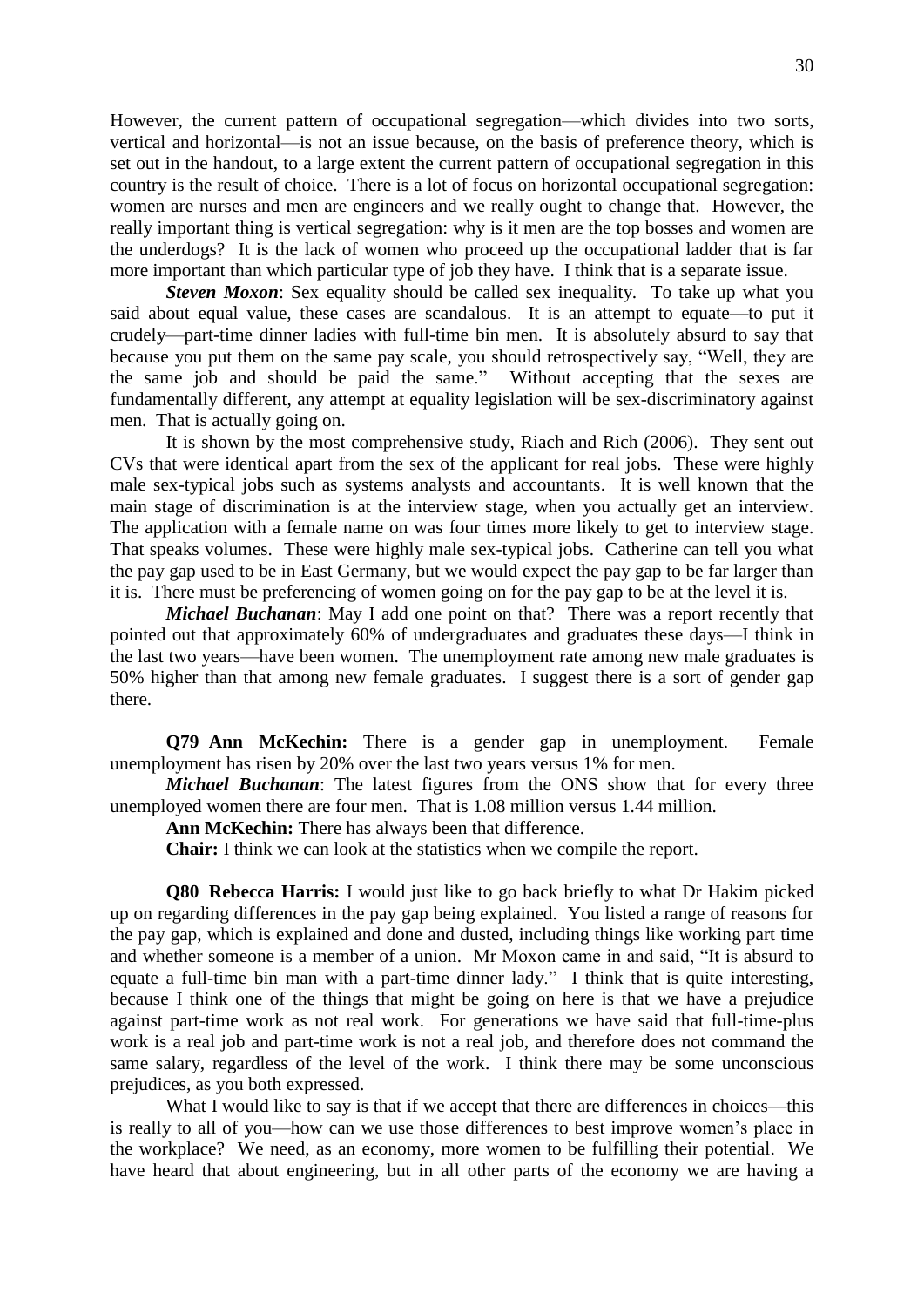However, the current pattern of occupational segregation—which divides into two sorts, vertical and horizontal—is not an issue because, on the basis of preference theory, which is set out in the handout, to a large extent the current pattern of occupational segregation in this country is the result of choice. There is a lot of focus on horizontal occupational segregation: women are nurses and men are engineers and we really ought to change that. However, the really important thing is vertical segregation: why is it men are the top bosses and women are the underdogs? It is the lack of women who proceed up the occupational ladder that is far more important than which particular type of job they have. I think that is a separate issue.

***Steven Moxon***: Sex equality should be called sex inequality. To take up what you said about equal value, these cases are scandalous. It is an attempt to equate—to put it crudely—part-time dinner ladies with full-time bin men. It is absolutely absurd to say that because you put them on the same pay scale, you should retrospectively say, "Well, they are the same job and should be paid the same." Without accepting that the sexes are fundamentally different, any attempt at equality legislation will be sex-discriminatory against men. That is actually going on.

It is shown by the most comprehensive study, Riach and Rich (2006). They sent out CVs that were identical apart from the sex of the applicant for real jobs. These were highly male sex-typical jobs such as systems analysts and accountants. It is well known that the main stage of discrimination is at the interview stage, when you actually get an interview. The application with a female name on was four times more likely to get to interview stage. That speaks volumes. These were highly male sex-typical jobs. Catherine can tell you what the pay gap used to be in East Germany, but we would expect the pay gap to be far larger than it is. There must be preferencing of women going on for the pay gap to be at the level it is.

***Michael Buchanan***: May I add one point on that? There was a report recently that pointed out that approximately 60% of undergraduates and graduates these days—I think in the last two years—have been women. The unemployment rate among new male graduates is 50% higher than that among new female graduates. I suggest there is a sort of gender gap there.

**Q79 Ann McKechin:** There is a gender gap in unemployment. Female unemployment has risen by 20% over the last two years versus 1% for men.

***Michael Buchanan***: The latest figures from the ONS show that for every three unemployed women there are four men. That is 1.08 million versus 1.44 million.

**Ann McKechin:** There has always been that difference.

**Chair:** I think we can look at the statistics when we compile the report.

**Q80 Rebecca Harris:** I would just like to go back briefly to what Dr Hakim picked up on regarding differences in the pay gap being explained. You listed a range of reasons for the pay gap, which is explained and done and dusted, including things like working part time and whether someone is a member of a union. Mr Moxon came in and said, "It is absurd to equate a full-time bin man with a part-time dinner lady." I think that is quite interesting, because I think one of the things that might be going on here is that we have a prejudice against part-time work as not real work. For generations we have said that full-time-plus work is a real job and part-time work is not a real job, and therefore does not command the same salary, regardless of the level of the work. I think there may be some unconscious prejudices, as you both expressed.

What I would like to say is that if we accept that there are differences in choices—this is really to all of you—how can we use those differences to best improve women's place in the workplace? We need, as an economy, more women to be fulfilling their potential. We have heard that about engineering, but in all other parts of the economy we are having a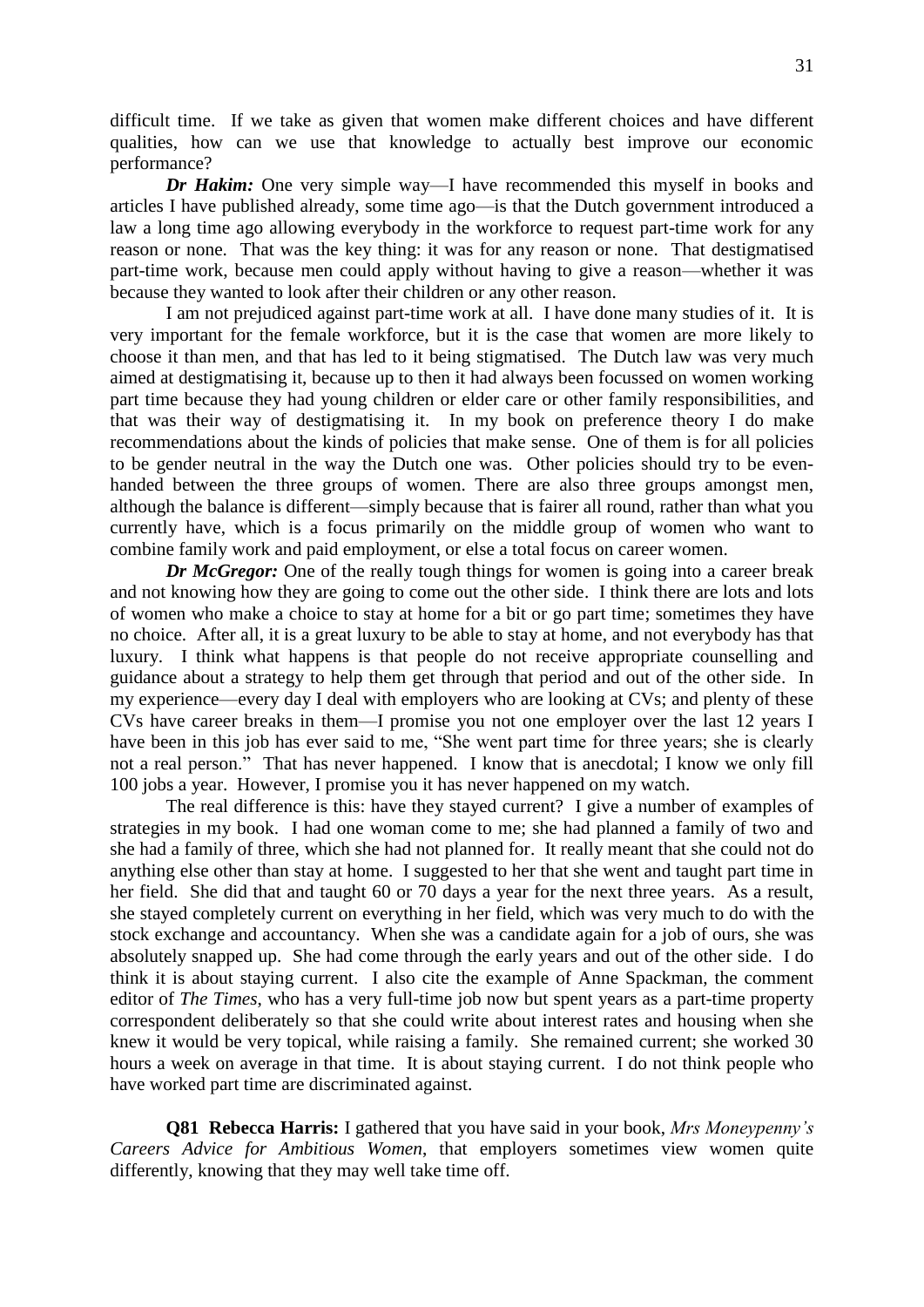difficult time. If we take as given that women make different choices and have different qualities, how can we use that knowledge to actually best improve our economic performance?

***Dr Hakim:*** One very simple way—I have recommended this myself in books and articles I have published already, some time ago—is that the Dutch government introduced a law a long time ago allowing everybody in the workforce to request part-time work for any reason or none. That was the key thing: it was for any reason or none. That destigmatised part-time work, because men could apply without having to give a reason—whether it was because they wanted to look after their children or any other reason.

I am not prejudiced against part-time work at all. I have done many studies of it. It is very important for the female workforce, but it is the case that women are more likely to choose it than men, and that has led to it being stigmatised. The Dutch law was very much aimed at destigmatising it, because up to then it had always been focussed on women working part time because they had young children or elder care or other family responsibilities, and that was their way of destigmatising it. In my book on preference theory I do make recommendations about the kinds of policies that make sense. One of them is for all policies to be gender neutral in the way the Dutch one was. Other policies should try to be even-handed between the three groups of women. There are also three groups amongst men, although the balance is different—simply because that is fairer all round, rather than what you currently have, which is a focus primarily on the middle group of women who want to combine family work and paid employment, or else a total focus on career women.

***Dr McGregor:*** One of the really tough things for women is going into a career break and not knowing how they are going to come out the other side. I think there are lots and lots of women who make a choice to stay at home for a bit or go part time; sometimes they have no choice. After all, it is a great luxury to be able to stay at home, and not everybody has that luxury. I think what happens is that people do not receive appropriate counselling and guidance about a strategy to help them get through that period and out of the other side. In my experience—every day I deal with employers who are looking at CVs; and plenty of these CVs have career breaks in them—I promise you not one employer over the last 12 years I have been in this job has ever said to me, "She went part time for three years; she is clearly not a real person." That has never happened. I know that is anecdotal; I know we only fill 100 jobs a year. However, I promise you it has never happened on my watch.

The real difference is this: have they stayed current? I give a number of examples of strategies in my book. I had one woman come to me; she had planned a family of two and she had a family of three, which she had not planned for. It really meant that she could not do anything else other than stay at home. I suggested to her that she went and taught part time in her field. She did that and taught 60 or 70 days a year for the next three years. As a result, she stayed completely current on everything in her field, which was very much to do with the stock exchange and accountancy. When she was a candidate again for a job of ours, she was absolutely snapped up. She had come through the early years and out of the other side. I do think it is about staying current. I also cite the example of Anne Spackman, the comment editor of *The Times*, who has a very full-time job now but spent years as a part-time property correspondent deliberately so that she could write about interest rates and housing when she knew it would be very topical, while raising a family. She remained current; she worked 30 hours a week on average in that time. It is about staying current. I do not think people who have worked part time are discriminated against.

**Q81 Rebecca Harris:** I gathered that you have said in your book, *Mrs Moneypenny's Careers Advice for Ambitious Women*, that employers sometimes view women quite differently, knowing that they may well take time off.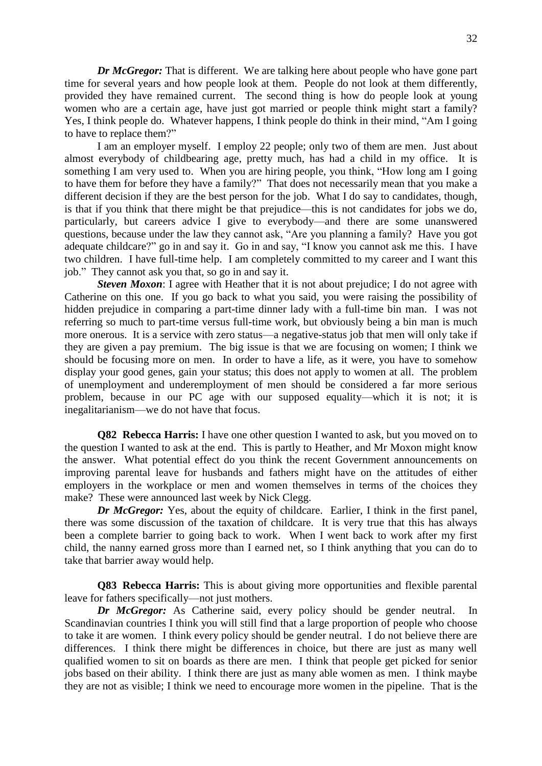***Dr McGregor:*** That is different. We are talking here about people who have gone part time for several years and how people look at them. People do not look at them differently, provided they have remained current. The second thing is how do people look at young women who are a certain age, have just got married or people think might start a family? Yes, I think people do. Whatever happens, I think people do think in their mind, "Am I going to have to replace them?"

I am an employer myself. I employ 22 people; only two of them are men. Just about almost everybody of childbearing age, pretty much, has had a child in my office. It is something I am very used to. When you are hiring people, you think, "How long am I going to have them for before they have a family?" That does not necessarily mean that you make a different decision if they are the best person for the job. What I do say to candidates, though, is that if you think that there might be that prejudice—this is not candidates for jobs we do, particularly, but careers advice I give to everybody—and there are some unanswered questions, because under the law they cannot ask, "Are you planning a family? Have you got adequate childcare?" go in and say it. Go in and say, "I know you cannot ask me this. I have two children. I have full-time help. I am completely committed to my career and I want this job." They cannot ask you that, so go in and say it.

***Steven Moxon***: I agree with Heather that it is not about prejudice; I do not agree with Catherine on this one. If you go back to what you said, you were raising the possibility of hidden prejudice in comparing a part-time dinner lady with a full-time bin man. I was not referring so much to part-time versus full-time work, but obviously being a bin man is much more onerous. It is a service with zero status—a negative-status job that men will only take if they are given a pay premium. The big issue is that we are focusing on women; I think we should be focusing more on men. In order to have a life, as it were, you have to somehow display your good genes, gain your status; this does not apply to women at all. The problem of unemployment and underemployment of men should be considered a far more serious problem, because in our PC age with our supposed equality—which it is not; it is inegalitarianism—we do not have that focus.

**Q82 Rebecca Harris:** I have one other question I wanted to ask, but you moved on to the question I wanted to ask at the end. This is partly to Heather, and Mr Moxon might know the answer. What potential effect do you think the recent Government announcements on improving parental leave for husbands and fathers might have on the attitudes of either employers in the workplace or men and women themselves in terms of the choices they make? These were announced last week by Nick Clegg.

***Dr McGregor:*** Yes, about the equity of childcare. Earlier, I think in the first panel, there was some discussion of the taxation of childcare. It is very true that this has always been a complete barrier to going back to work. When I went back to work after my first child, the nanny earned gross more than I earned net, so I think anything that you can do to take that barrier away would help.

**Q83 Rebecca Harris:** This is about giving more opportunities and flexible parental leave for fathers specifically—not just mothers.

***Dr McGregor:*** As Catherine said, every policy should be gender neutral. In Scandinavian countries I think you will still find that a large proportion of people who choose to take it are women. I think every policy should be gender neutral. I do not believe there are differences. I think there might be differences in choice, but there are just as many well qualified women to sit on boards as there are men. I think that people get picked for senior jobs based on their ability. I think there are just as many able women as men. I think maybe they are not as visible; I think we need to encourage more women in the pipeline. That is the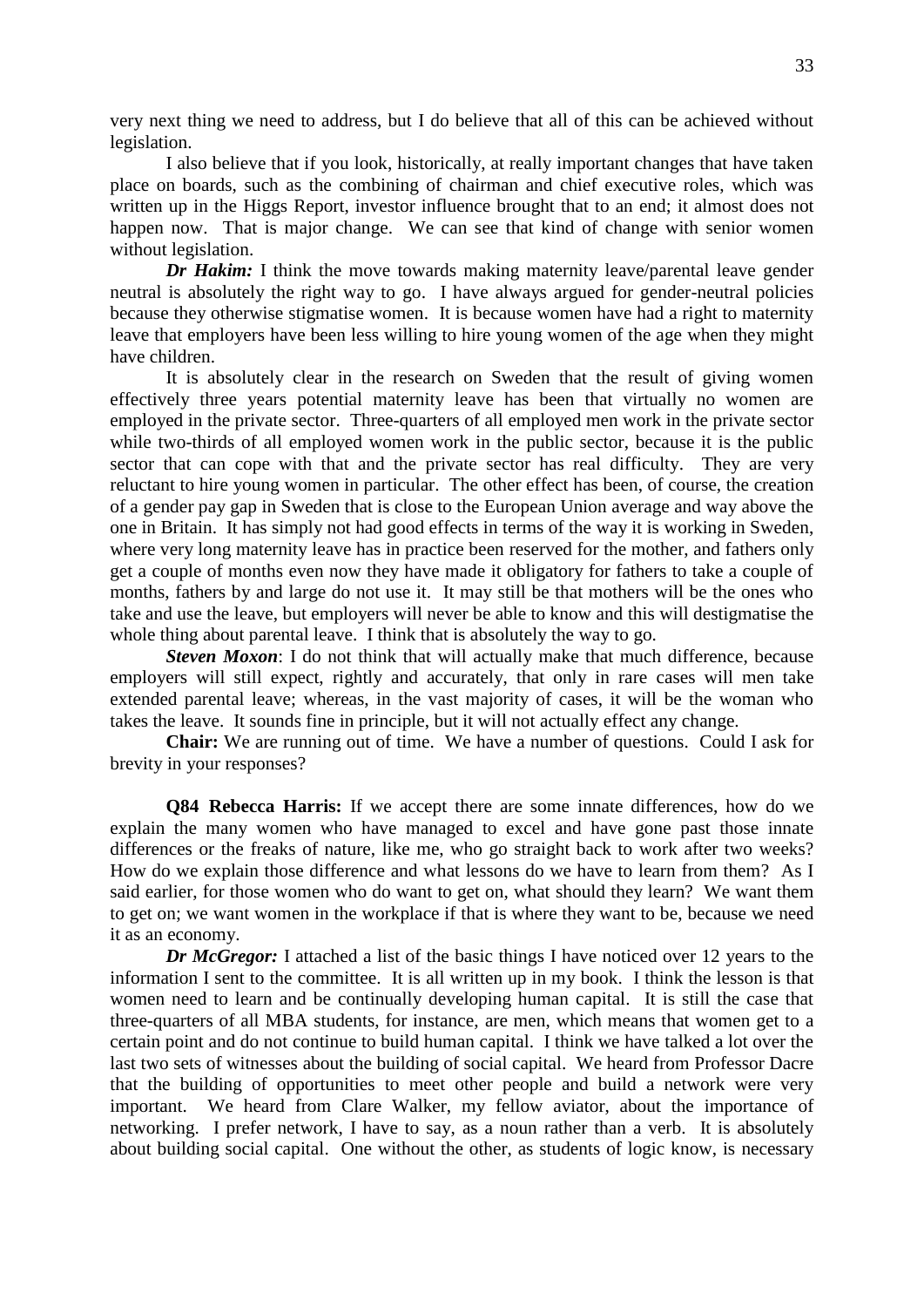very next thing we need to address, but I do believe that all of this can be achieved without legislation.

I also believe that if you look, historically, at really important changes that have taken place on boards, such as the combining of chairman and chief executive roles, which was written up in the Higgs Report, investor influence brought that to an end; it almost does not happen now. That is major change. We can see that kind of change with senior women without legislation.

***Dr Hakim:*** I think the move towards making maternity leave/parental leave gender neutral is absolutely the right way to go. I have always argued for gender-neutral policies because they otherwise stigmatise women. It is because women have had a right to maternity leave that employers have been less willing to hire young women of the age when they might have children.

It is absolutely clear in the research on Sweden that the result of giving women effectively three years potential maternity leave has been that virtually no women are employed in the private sector. Three-quarters of all employed men work in the private sector while two-thirds of all employed women work in the public sector, because it is the public sector that can cope with that and the private sector has real difficulty. They are very reluctant to hire young women in particular. The other effect has been, of course, the creation of a gender pay gap in Sweden that is close to the European Union average and way above the one in Britain. It has simply not had good effects in terms of the way it is working in Sweden, where very long maternity leave has in practice been reserved for the mother, and fathers only get a couple of months even now they have made it obligatory for fathers to take a couple of months, fathers by and large do not use it. It may still be that mothers will be the ones who take and use the leave, but employers will never be able to know and this will destigmatise the whole thing about parental leave. I think that is absolutely the way to go.

***Steven Moxon***: I do not think that will actually make that much difference, because employers will still expect, rightly and accurately, that only in rare cases will men take extended parental leave; whereas, in the vast majority of cases, it will be the woman who takes the leave. It sounds fine in principle, but it will not actually effect any change.

**Chair:** We are running out of time. We have a number of questions. Could I ask for brevity in your responses?

**Q84 Rebecca Harris:** If we accept there are some innate differences, how do we explain the many women who have managed to excel and have gone past those innate differences or the freaks of nature, like me, who go straight back to work after two weeks? How do we explain those difference and what lessons do we have to learn from them? As I said earlier, for those women who do want to get on, what should they learn? We want them to get on; we want women in the workplace if that is where they want to be, because we need it as an economy.

***Dr McGregor:*** I attached a list of the basic things I have noticed over 12 years to the information I sent to the committee. It is all written up in my book. I think the lesson is that women need to learn and be continually developing human capital. It is still the case that three-quarters of all MBA students, for instance, are men, which means that women get to a certain point and do not continue to build human capital. I think we have talked a lot over the last two sets of witnesses about the building of social capital. We heard from Professor Dacre that the building of opportunities to meet other people and build a network were very important. We heard from Clare Walker, my fellow aviator, about the importance of networking. I prefer network, I have to say, as a noun rather than a verb. It is absolutely about building social capital. One without the other, as students of logic know, is necessary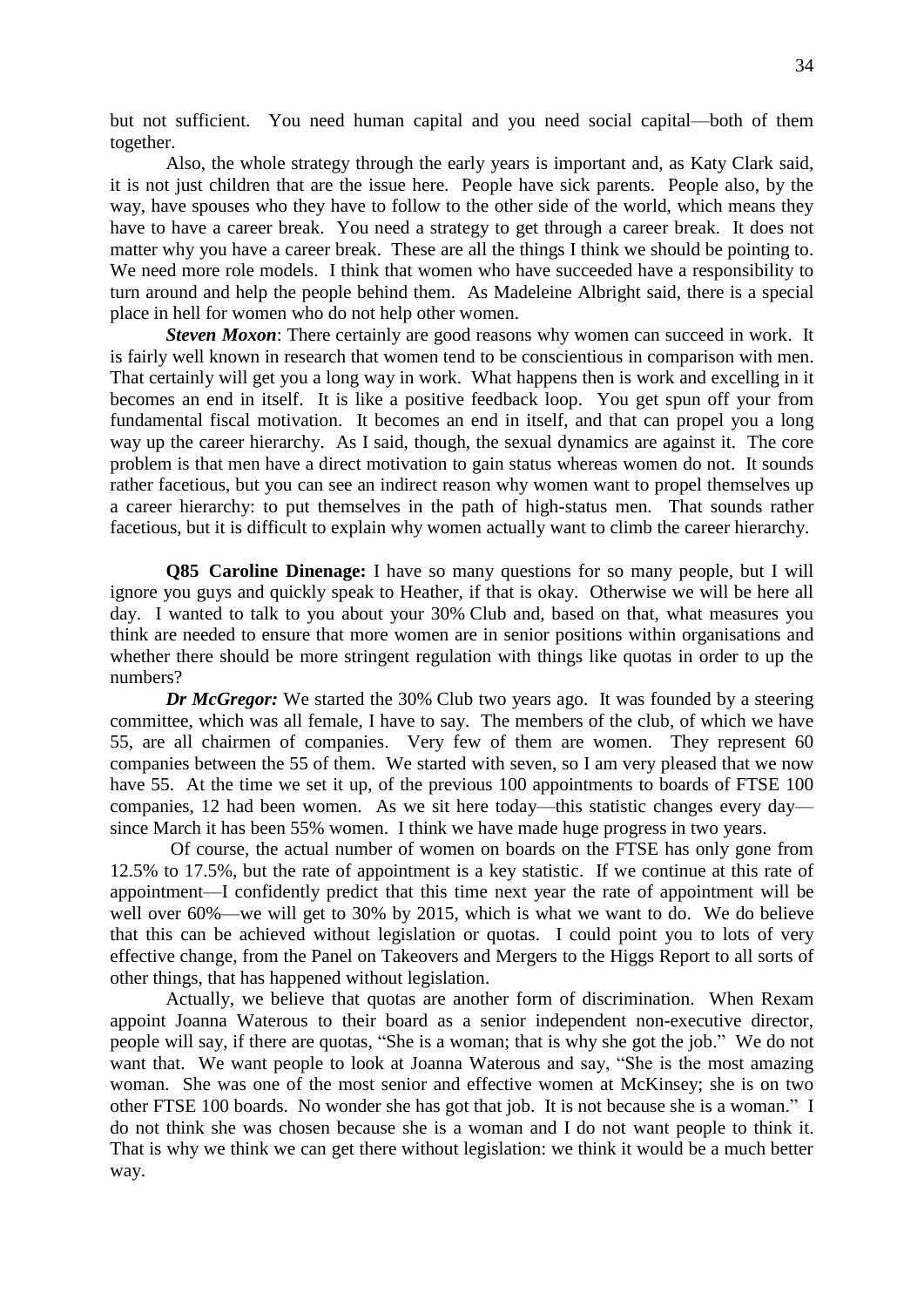but not sufficient. You need human capital and you need social capital—both of them together.

Also, the whole strategy through the early years is important and, as Katy Clark said, it is not just children that are the issue here. People have sick parents. People also, by the way, have spouses who they have to follow to the other side of the world, which means they have to have a career break. You need a strategy to get through a career break. It does not matter why you have a career break. These are all the things I think we should be pointing to. We need more role models. I think that women who have succeeded have a responsibility to turn around and help the people behind them. As Madeleine Albright said, there is a special place in hell for women who do not help other women.

***Steven Moxon***: There certainly are good reasons why women can succeed in work. It is fairly well known in research that women tend to be conscientious in comparison with men. That certainly will get you a long way in work. What happens then is work and excelling in it becomes an end in itself. It is like a positive feedback loop. You get spun off your from fundamental fiscal motivation. It becomes an end in itself, and that can propel you a long way up the career hierarchy. As I said, though, the sexual dynamics are against it. The core problem is that men have a direct motivation to gain status whereas women do not. It sounds rather facetious, but you can see an indirect reason why women want to propel themselves up a career hierarchy: to put themselves in the path of high-status men. That sounds rather facetious, but it is difficult to explain why women actually want to climb the career hierarchy.

**Q85 Caroline Dinenage:** I have so many questions for so many people, but I will ignore you guys and quickly speak to Heather, if that is okay. Otherwise we will be here all day. I wanted to talk to you about your 30% Club and, based on that, what measures you think are needed to ensure that more women are in senior positions within organisations and whether there should be more stringent regulation with things like quotas in order to up the numbers?

***Dr McGregor:*** We started the 30% Club two years ago. It was founded by a steering committee, which was all female, I have to say. The members of the club, of which we have 55, are all chairmen of companies. Very few of them are women. They represent 60 companies between the 55 of them. We started with seven, so I am very pleased that we now have 55. At the time we set it up, of the previous 100 appointments to boards of FTSE 100 companies, 12 had been women. As we sit here today—this statistic changes every day—since March it has been 55% women. I think we have made huge progress in two years.

Of course, the actual number of women on boards on the FTSE has only gone from 12.5% to 17.5%, but the rate of appointment is a key statistic. If we continue at this rate of appointment—I confidently predict that this time next year the rate of appointment will be well over 60%—we will get to 30% by 2015, which is what we want to do. We do believe that this can be achieved without legislation or quotas. I could point you to lots of very effective change, from the Panel on Takeovers and Mergers to the Higgs Report to all sorts of other things, that has happened without legislation.

Actually, we believe that quotas are another form of discrimination. When Rexam appoint Joanna Waterous to their board as a senior independent non-executive director, people will say, if there are quotas, "She is a woman; that is why she got the job." We do not want that. We want people to look at Joanna Waterous and say, "She is the most amazing woman. She was one of the most senior and effective women at McKinsey; she is on two other FTSE 100 boards. No wonder she has got that job. It is not because she is a woman." I do not think she was chosen because she is a woman and I do not want people to think it. That is why we think we can get there without legislation: we think it would be a much better way.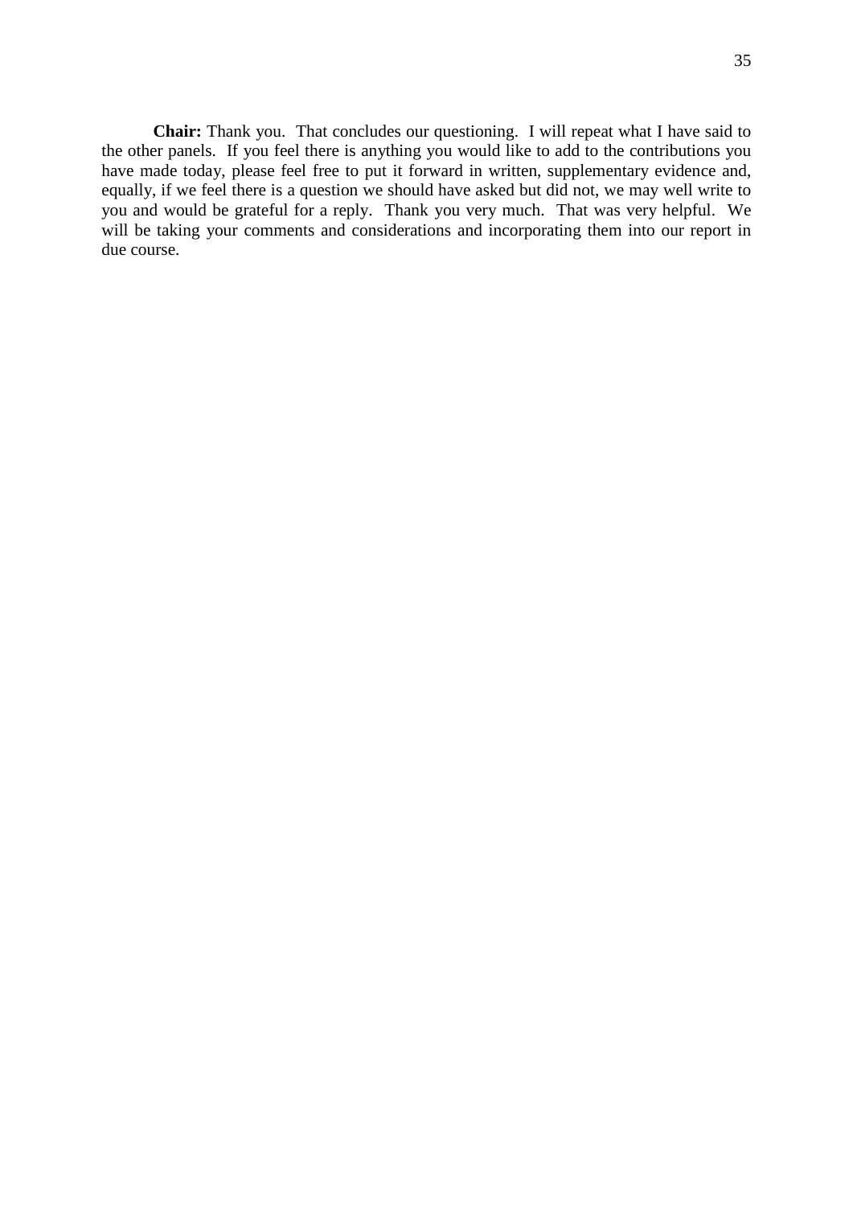**Chair:** Thank you. That concludes our questioning. I will repeat what I have said to the other panels. If you feel there is anything you would like to add to the contributions you have made today, please feel free to put it forward in written, supplementary evidence and, equally, if we feel there is a question we should have asked but did not, we may well write to you and would be grateful for a reply. Thank you very much. That was very helpful. We will be taking your comments and considerations and incorporating them into our report in due course.